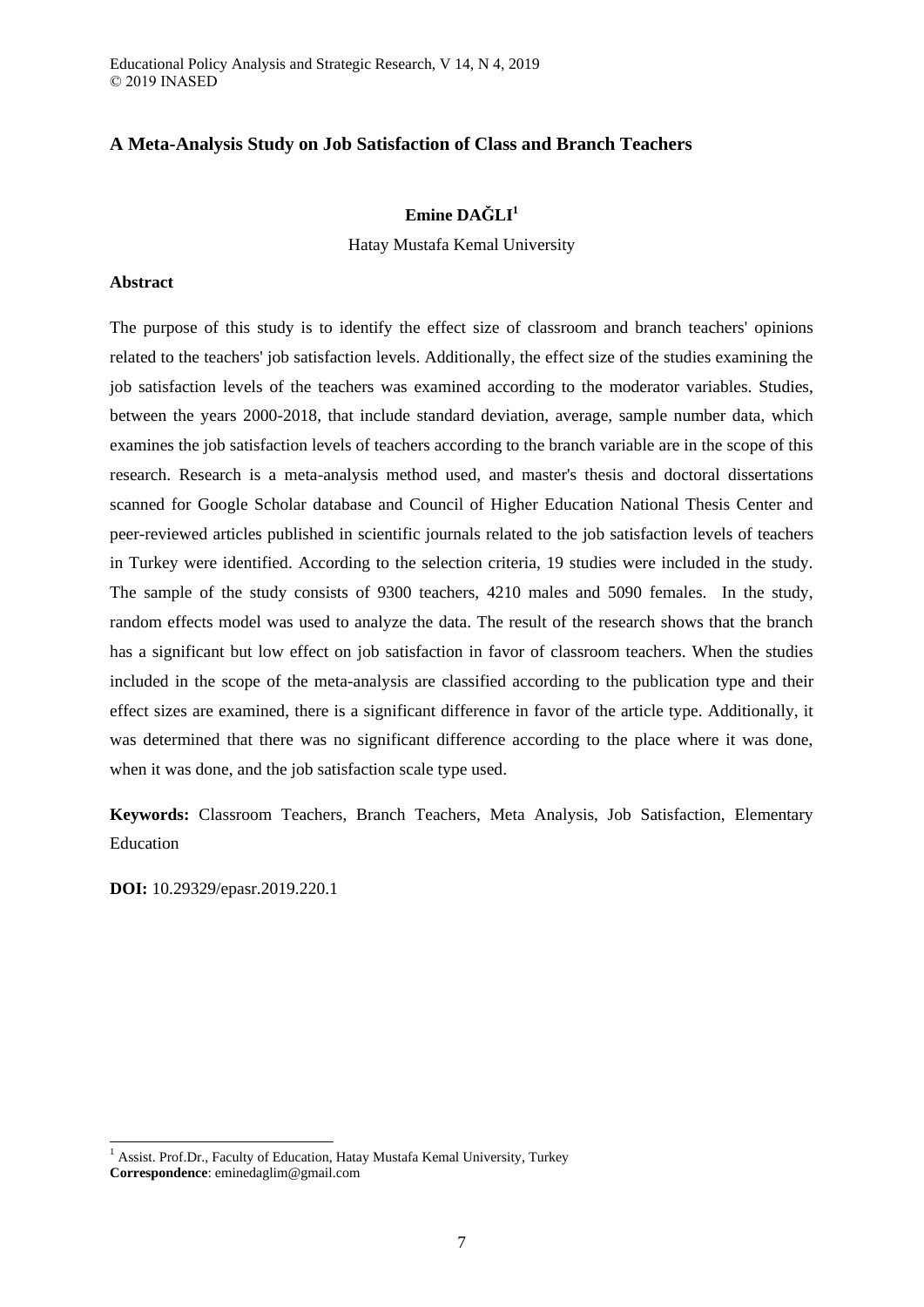# A Meta-Analysis Study on Job Satisfaction of Class and Branch Teachers

**Emine DAĞLI[1]**

Hatay Mustafa Kemal University

## Abstract

The purpose of this study is to identify the effect size of classroom and branch teachers' opinions related to the teachers' job satisfaction levels. Additionally, the effect size of the studies examining the job satisfaction levels of the teachers was examined according to the moderator variables. Studies, between the years 2000-2018, that include standard deviation, average, sample number data, which examines the job satisfaction levels of teachers according to the branch variable are in the scope of this research. Research is a meta-analysis method used, and master's thesis and doctoral dissertations scanned for Google Scholar database and Council of Higher Education National Thesis Center and peer-reviewed articles published in scientific journals related to the job satisfaction levels of teachers in Turkey were identified. According to the selection criteria, 19 studies were included in the study. The sample of the study consists of 9300 teachers, 4210 males and 5090 females. In the study, random effects model was used to analyze the data. The result of the research shows that the branch has a significant but low effect on job satisfaction in favor of classroom teachers. When the studies included in the scope of the meta-analysis are classified according to the publication type and their effect sizes are examined, there is a significant difference in favor of the article type. Additionally, it was determined that there was no significant difference according to the place where it was done, when it was done, and the job satisfaction scale type used.

**Keywords:** Classroom Teachers, Branch Teachers, Meta Analysis, Job Satisfaction, Elementary Education

**DOI:** 10.29329/epasr.2019.220.1

---

[1] Assist. Prof.Dr., Faculty of Education, Hatay Mustafa Kemal University, Turkey
**Correspondence**: eminedaglim@gmail.com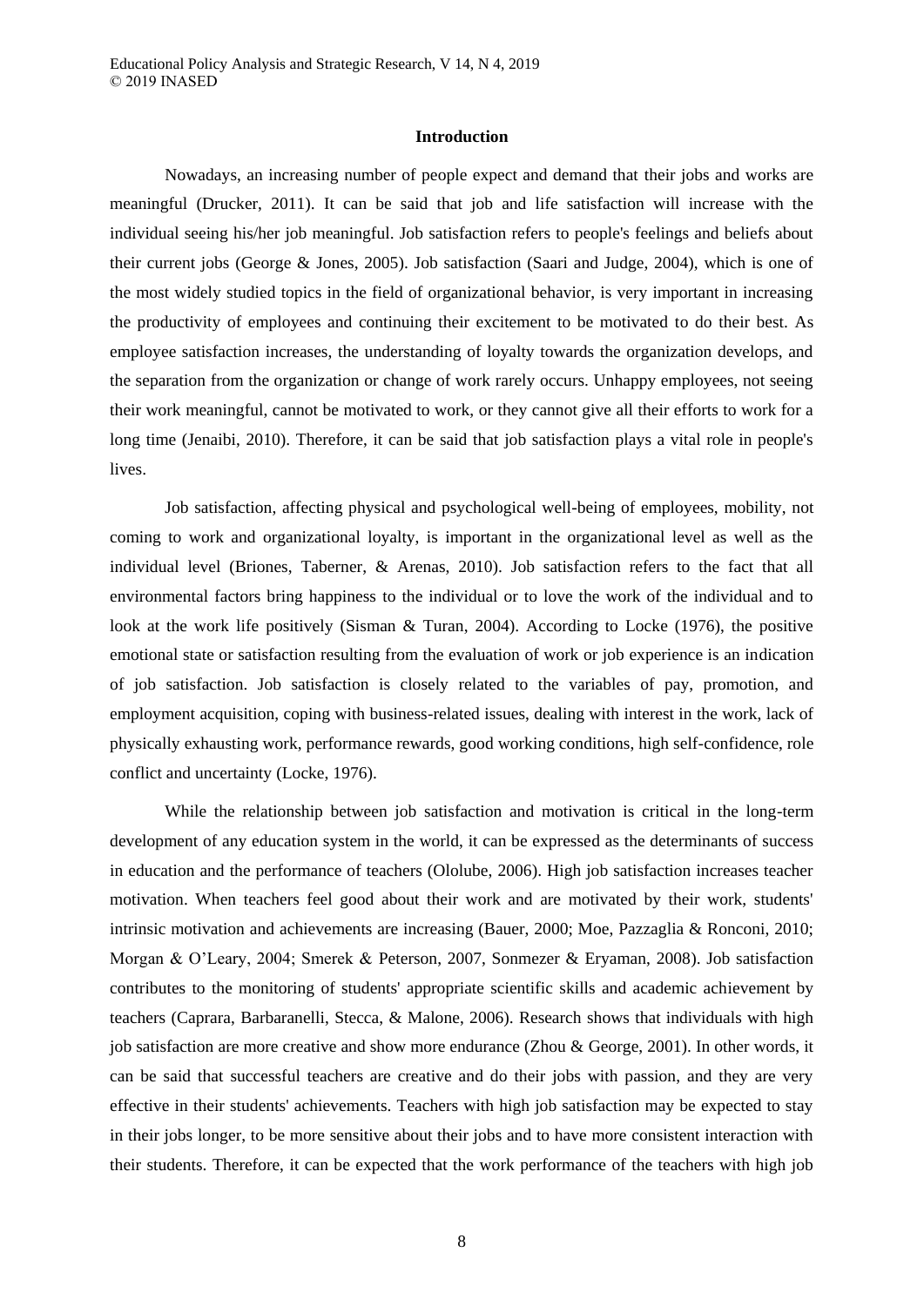## Introduction

Nowadays, an increasing number of people expect and demand that their jobs and works are meaningful (Drucker, 2011). It can be said that job and life satisfaction will increase with the individual seeing his/her job meaningful. Job satisfaction refers to people's feelings and beliefs about their current jobs (George & Jones, 2005). Job satisfaction (Saari and Judge, 2004), which is one of the most widely studied topics in the field of organizational behavior, is very important in increasing the productivity of employees and continuing their excitement to be motivated to do their best. As employee satisfaction increases, the understanding of loyalty towards the organization develops, and the separation from the organization or change of work rarely occurs. Unhappy employees, not seeing their work meaningful, cannot be motivated to work, or they cannot give all their efforts to work for a long time (Jenaibi, 2010). Therefore, it can be said that job satisfaction plays a vital role in people's lives.

Job satisfaction, affecting physical and psychological well-being of employees, mobility, not coming to work and organizational loyalty, is important in the organizational level as well as the individual level (Briones, Taberner, & Arenas, 2010). Job satisfaction refers to the fact that all environmental factors bring happiness to the individual or to love the work of the individual and to look at the work life positively (Sisman & Turan, 2004). According to Locke (1976), the positive emotional state or satisfaction resulting from the evaluation of work or job experience is an indication of job satisfaction. Job satisfaction is closely related to the variables of pay, promotion, and employment acquisition, coping with business-related issues, dealing with interest in the work, lack of physically exhausting work, performance rewards, good working conditions, high self-confidence, role conflict and uncertainty (Locke, 1976).

While the relationship between job satisfaction and motivation is critical in the long-term development of any education system in the world, it can be expressed as the determinants of success in education and the performance of teachers (Ololube, 2006). High job satisfaction increases teacher motivation. When teachers feel good about their work and are motivated by their work, students' intrinsic motivation and achievements are increasing (Bauer, 2000; Moe, Pazzaglia & Ronconi, 2010; Morgan & O'Leary, 2004; Smerek & Peterson, 2007, Sonmezer & Eryaman, 2008). Job satisfaction contributes to the monitoring of students' appropriate scientific skills and academic achievement by teachers (Caprara, Barbaranelli, Stecca, & Malone, 2006). Research shows that individuals with high job satisfaction are more creative and show more endurance (Zhou & George, 2001). In other words, it can be said that successful teachers are creative and do their jobs with passion, and they are very effective in their students' achievements. Teachers with high job satisfaction may be expected to stay in their jobs longer, to be more sensitive about their jobs and to have more consistent interaction with their students. Therefore, it can be expected that the work performance of the teachers with high job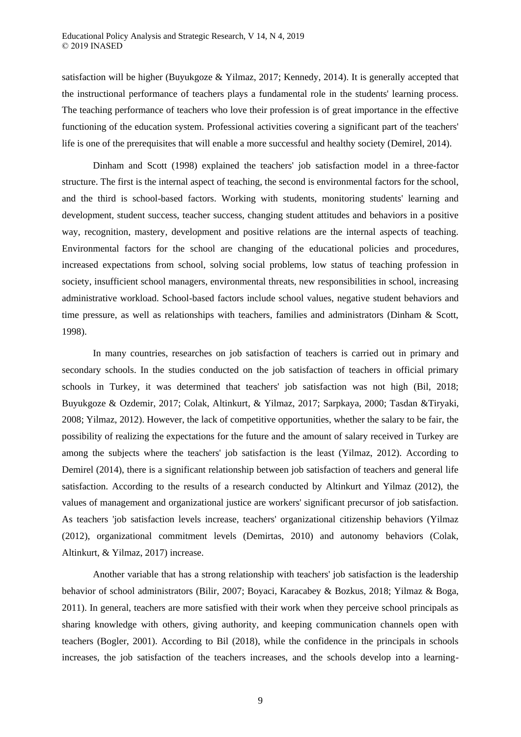satisfaction will be higher (Buyukgoze & Yilmaz, 2017; Kennedy, 2014). It is generally accepted that the instructional performance of teachers plays a fundamental role in the students' learning process. The teaching performance of teachers who love their profession is of great importance in the effective functioning of the education system. Professional activities covering a significant part of the teachers' life is one of the prerequisites that will enable a more successful and healthy society (Demirel, 2014).

Dinham and Scott (1998) explained the teachers' job satisfaction model in a three-factor structure. The first is the internal aspect of teaching, the second is environmental factors for the school, and the third is school-based factors. Working with students, monitoring students' learning and development, student success, teacher success, changing student attitudes and behaviors in a positive way, recognition, mastery, development and positive relations are the internal aspects of teaching. Environmental factors for the school are changing of the educational policies and procedures, increased expectations from school, solving social problems, low status of teaching profession in society, insufficient school managers, environmental threats, new responsibilities in school, increasing administrative workload. School-based factors include school values, negative student behaviors and time pressure, as well as relationships with teachers, families and administrators (Dinham & Scott, 1998).

In many countries, researches on job satisfaction of teachers is carried out in primary and secondary schools. In the studies conducted on the job satisfaction of teachers in official primary schools in Turkey, it was determined that teachers' job satisfaction was not high (Bil, 2018; Buyukgoze & Ozdemir, 2017; Colak, Altinkurt, & Yilmaz, 2017; Sarpkaya, 2000; Tasdan &Tiryaki, 2008; Yilmaz, 2012). However, the lack of competitive opportunities, whether the salary to be fair, the possibility of realizing the expectations for the future and the amount of salary received in Turkey are among the subjects where the teachers' job satisfaction is the least (Yilmaz, 2012). According to Demirel (2014), there is a significant relationship between job satisfaction of teachers and general life satisfaction. According to the results of a research conducted by Altinkurt and Yilmaz (2012), the values of management and organizational justice are workers' significant precursor of job satisfaction. As teachers 'job satisfaction levels increase, teachers' organizational citizenship behaviors (Yilmaz (2012), organizational commitment levels (Demirtas, 2010) and autonomy behaviors (Colak, Altinkurt, & Yilmaz, 2017) increase.

Another variable that has a strong relationship with teachers' job satisfaction is the leadership behavior of school administrators (Bilir, 2007; Boyaci, Karacabey & Bozkus, 2018; Yilmaz & Boga, 2011). In general, teachers are more satisfied with their work when they perceive school principals as sharing knowledge with others, giving authority, and keeping communication channels open with teachers (Bogler, 2001). According to Bil (2018), while the confidence in the principals in schools increases, the job satisfaction of the teachers increases, and the schools develop into a learning-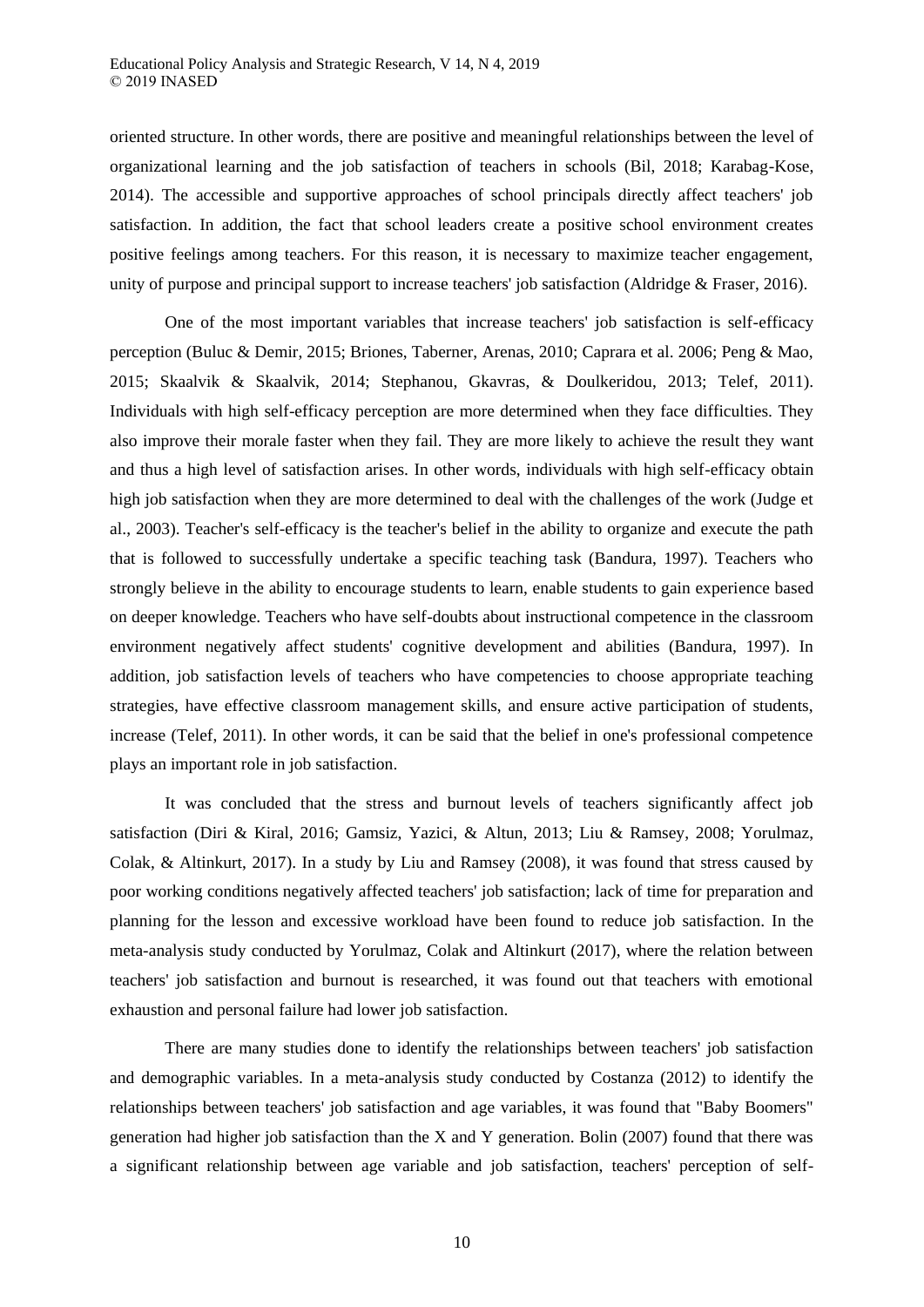oriented structure. In other words, there are positive and meaningful relationships between the level of organizational learning and the job satisfaction of teachers in schools (Bil, 2018; Karabag-Kose, 2014). The accessible and supportive approaches of school principals directly affect teachers' job satisfaction. In addition, the fact that school leaders create a positive school environment creates positive feelings among teachers. For this reason, it is necessary to maximize teacher engagement, unity of purpose and principal support to increase teachers' job satisfaction (Aldridge & Fraser, 2016).

One of the most important variables that increase teachers' job satisfaction is self-efficacy perception (Buluc & Demir, 2015; Briones, Taberner, Arenas, 2010; Caprara et al. 2006; Peng & Mao, 2015; Skaalvik & Skaalvik, 2014; Stephanou, Gkavras, & Doulkeridou, 2013; Telef, 2011). Individuals with high self-efficacy perception are more determined when they face difficulties. They also improve their morale faster when they fail. They are more likely to achieve the result they want and thus a high level of satisfaction arises. In other words, individuals with high self-efficacy obtain high job satisfaction when they are more determined to deal with the challenges of the work (Judge et al., 2003). Teacher's self-efficacy is the teacher's belief in the ability to organize and execute the path that is followed to successfully undertake a specific teaching task (Bandura, 1997). Teachers who strongly believe in the ability to encourage students to learn, enable students to gain experience based on deeper knowledge. Teachers who have self-doubts about instructional competence in the classroom environment negatively affect students' cognitive development and abilities (Bandura, 1997). In addition, job satisfaction levels of teachers who have competencies to choose appropriate teaching strategies, have effective classroom management skills, and ensure active participation of students, increase (Telef, 2011). In other words, it can be said that the belief in one's professional competence plays an important role in job satisfaction.

It was concluded that the stress and burnout levels of teachers significantly affect job satisfaction (Diri & Kiral, 2016; Gamsiz, Yazici, & Altun, 2013; Liu & Ramsey, 2008; Yorulmaz, Colak, & Altinkurt, 2017). In a study by Liu and Ramsey (2008), it was found that stress caused by poor working conditions negatively affected teachers' job satisfaction; lack of time for preparation and planning for the lesson and excessive workload have been found to reduce job satisfaction. In the meta-analysis study conducted by Yorulmaz, Colak and Altinkurt (2017), where the relation between teachers' job satisfaction and burnout is researched, it was found out that teachers with emotional exhaustion and personal failure had lower job satisfaction.

There are many studies done to identify the relationships between teachers' job satisfaction and demographic variables. In a meta-analysis study conducted by Costanza (2012) to identify the relationships between teachers' job satisfaction and age variables, it was found that "Baby Boomers" generation had higher job satisfaction than the X and Y generation. Bolin (2007) found that there was a significant relationship between age variable and job satisfaction, teachers' perception of self-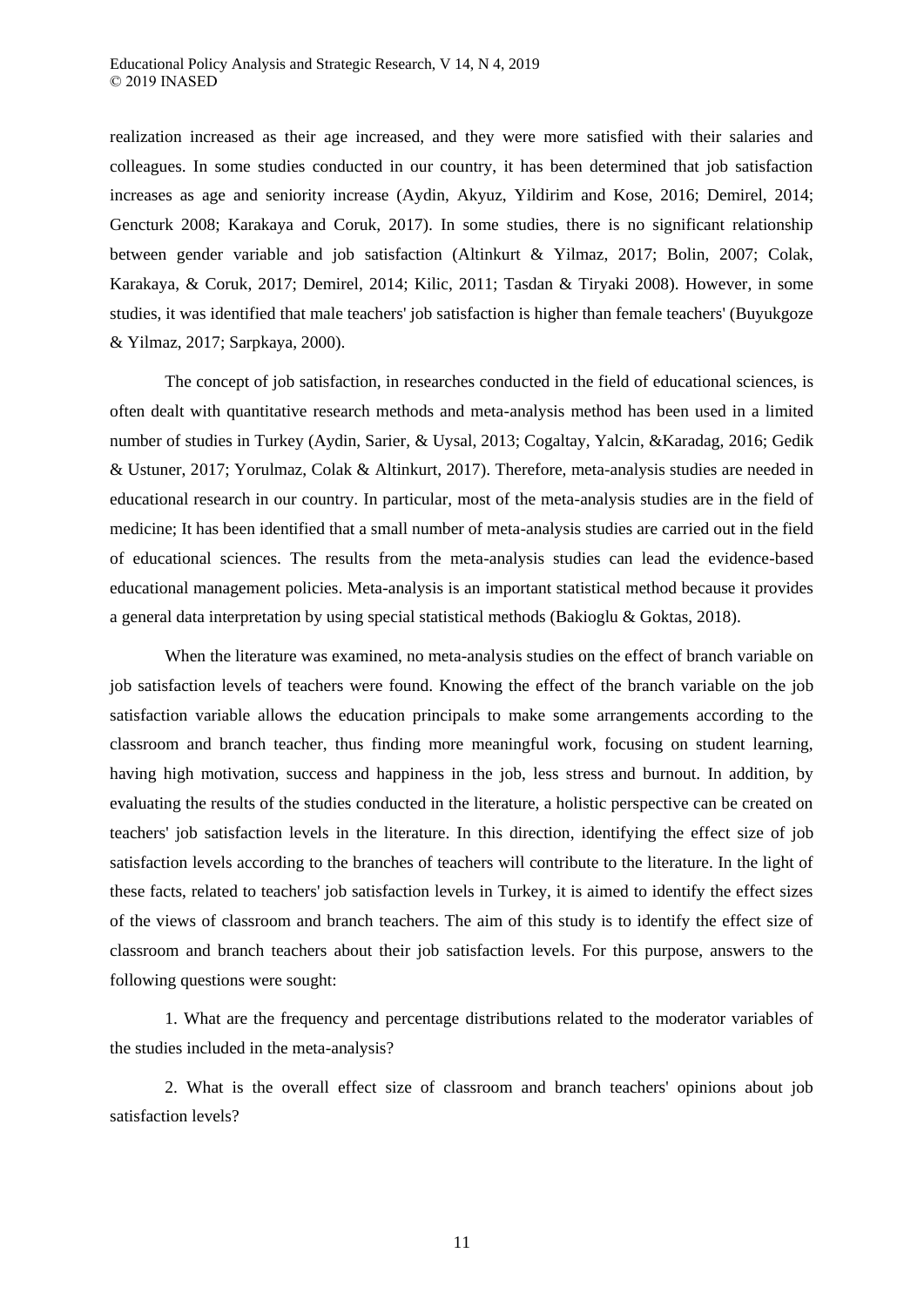realization increased as their age increased, and they were more satisfied with their salaries and colleagues. In some studies conducted in our country, it has been determined that job satisfaction increases as age and seniority increase (Aydin, Akyuz, Yildirim and Kose, 2016; Demirel, 2014; Gencturk 2008; Karakaya and Coruk, 2017). In some studies, there is no significant relationship between gender variable and job satisfaction (Altinkurt & Yilmaz, 2017; Bolin, 2007; Colak, Karakaya, & Coruk, 2017; Demirel, 2014; Kilic, 2011; Tasdan & Tiryaki 2008). However, in some studies, it was identified that male teachers' job satisfaction is higher than female teachers' (Buyukgoze & Yilmaz, 2017; Sarpkaya, 2000).

The concept of job satisfaction, in researches conducted in the field of educational sciences, is often dealt with quantitative research methods and meta-analysis method has been used in a limited number of studies in Turkey (Aydin, Sarier, & Uysal, 2013; Cogaltay, Yalcin, &Karadag, 2016; Gedik & Ustuner, 2017; Yorulmaz, Colak & Altinkurt, 2017). Therefore, meta-analysis studies are needed in educational research in our country. In particular, most of the meta-analysis studies are in the field of medicine; It has been identified that a small number of meta-analysis studies are carried out in the field of educational sciences. The results from the meta-analysis studies can lead the evidence-based educational management policies. Meta-analysis is an important statistical method because it provides a general data interpretation by using special statistical methods (Bakioglu & Goktas, 2018).

When the literature was examined, no meta-analysis studies on the effect of branch variable on job satisfaction levels of teachers were found. Knowing the effect of the branch variable on the job satisfaction variable allows the education principals to make some arrangements according to the classroom and branch teacher, thus finding more meaningful work, focusing on student learning, having high motivation, success and happiness in the job, less stress and burnout. In addition, by evaluating the results of the studies conducted in the literature, a holistic perspective can be created on teachers' job satisfaction levels in the literature. In this direction, identifying the effect size of job satisfaction levels according to the branches of teachers will contribute to the literature. In the light of these facts, related to teachers' job satisfaction levels in Turkey, it is aimed to identify the effect sizes of the views of classroom and branch teachers. The aim of this study is to identify the effect size of classroom and branch teachers about their job satisfaction levels. For this purpose, answers to the following questions were sought:

1. What are the frequency and percentage distributions related to the moderator variables of the studies included in the meta-analysis?

2. What is the overall effect size of classroom and branch teachers' opinions about job satisfaction levels?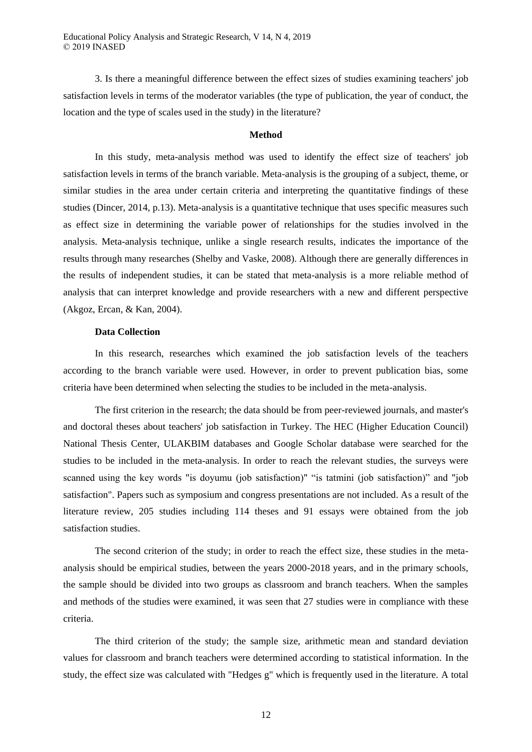3. Is there a meaningful difference between the effect sizes of studies examining teachers' job satisfaction levels in terms of the moderator variables (the type of publication, the year of conduct, the location and the type of scales used in the study) in the literature?

## Method

In this study, meta-analysis method was used to identify the effect size of teachers' job satisfaction levels in terms of the branch variable. Meta-analysis is the grouping of a subject, theme, or similar studies in the area under certain criteria and interpreting the quantitative findings of these studies (Dincer, 2014, p.13). Meta-analysis is a quantitative technique that uses specific measures such as effect size in determining the variable power of relationships for the studies involved in the analysis. Meta-analysis technique, unlike a single research results, indicates the importance of the results through many researches (Shelby and Vaske, 2008). Although there are generally differences in the results of independent studies, it can be stated that meta-analysis is a more reliable method of analysis that can interpret knowledge and provide researchers with a new and different perspective (Akgoz, Ercan, & Kan, 2004).

### Data Collection

In this research, researches which examined the job satisfaction levels of the teachers according to the branch variable were used. However, in order to prevent publication bias, some criteria have been determined when selecting the studies to be included in the meta-analysis.

The first criterion in the research; the data should be from peer-reviewed journals, and master's and doctoral theses about teachers' job satisfaction in Turkey. The HEC (Higher Education Council) National Thesis Center, ULAKBIM databases and Google Scholar database were searched for the studies to be included in the meta-analysis. In order to reach the relevant studies, the surveys were scanned using the key words "is doyumu (job satisfaction)" "is tatmini (job satisfaction)" and "job satisfaction". Papers such as symposium and congress presentations are not included. As a result of the literature review, 205 studies including 114 theses and 91 essays were obtained from the job satisfaction studies.

The second criterion of the study; in order to reach the effect size, these studies in the meta-analysis should be empirical studies, between the years 2000-2018 years, and in the primary schools, the sample should be divided into two groups as classroom and branch teachers. When the samples and methods of the studies were examined, it was seen that 27 studies were in compliance with these criteria.

The third criterion of the study; the sample size, arithmetic mean and standard deviation values for classroom and branch teachers were determined according to statistical information. In the study, the effect size was calculated with "Hedges g" which is frequently used in the literature. A total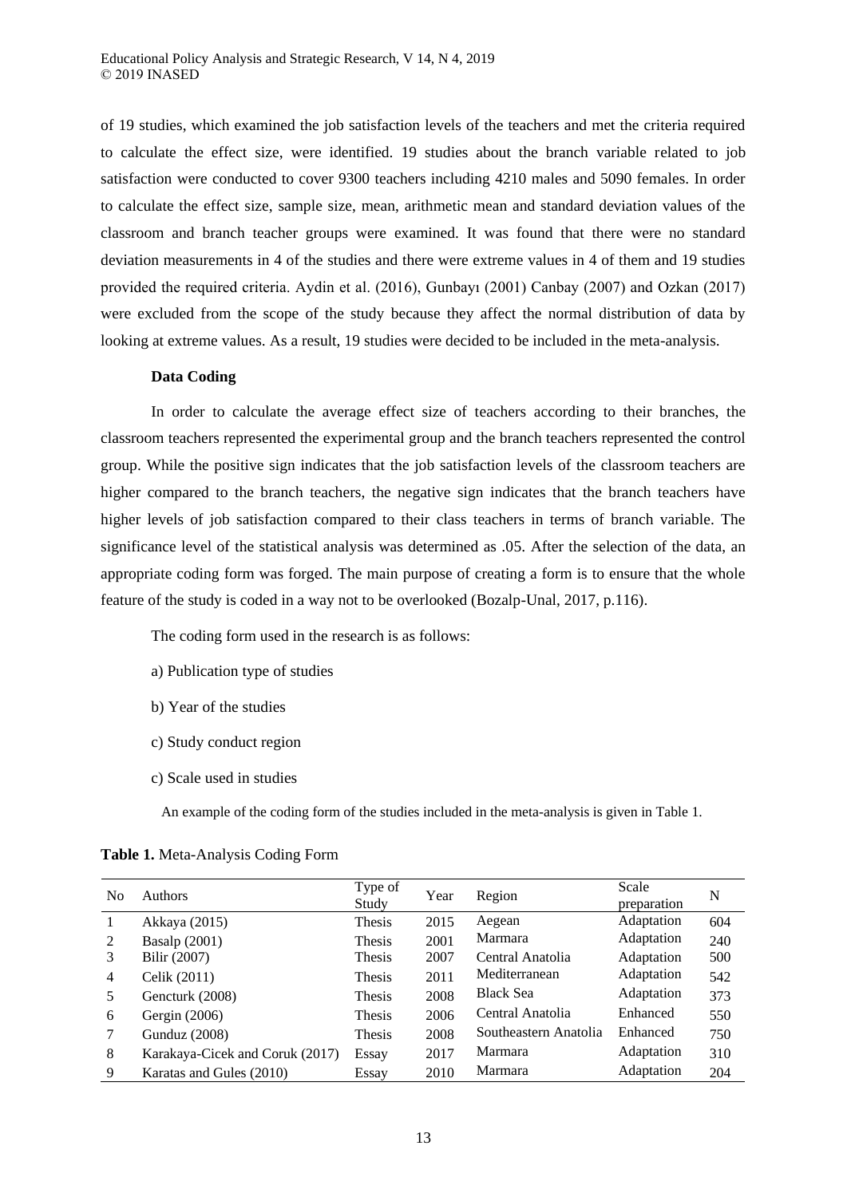of 19 studies, which examined the job satisfaction levels of the teachers and met the criteria required to calculate the effect size, were identified. 19 studies about the branch variable related to job satisfaction were conducted to cover 9300 teachers including 4210 males and 5090 females. In order to calculate the effect size, sample size, mean, arithmetic mean and standard deviation values of the classroom and branch teacher groups were examined. It was found that there were no standard deviation measurements in 4 of the studies and there were extreme values in 4 of them and 19 studies provided the required criteria. Aydin et al. (2016), Gunbayı (2001) Canbay (2007) and Ozkan (2017) were excluded from the scope of the study because they affect the normal distribution of data by looking at extreme values. As a result, 19 studies were decided to be included in the meta-analysis.

### Data Coding

In order to calculate the average effect size of teachers according to their branches, the classroom teachers represented the experimental group and the branch teachers represented the control group. While the positive sign indicates that the job satisfaction levels of the classroom teachers are higher compared to the branch teachers, the negative sign indicates that the branch teachers have higher levels of job satisfaction compared to their class teachers in terms of branch variable. The significance level of the statistical analysis was determined as .05. After the selection of the data, an appropriate coding form was forged. The main purpose of creating a form is to ensure that the whole feature of the study is coded in a way not to be overlooked (Bozalp-Unal, 2017, p.116).

The coding form used in the research is as follows:

a) Publication type of studies

b) Year of the studies

c) Study conduct region

c) Scale used in studies

An example of the coding form of the studies included in the meta-analysis is given in Table 1.

**Table 1.** Meta-Analysis Coding Form

| No | Authors | Type of Study | Year | Region | Scale preparation | N |
|---|---|---|---|---|---|---|
| 1 | Akkaya (2015) | Thesis | 2015 | Aegean | Adaptation | 604 |
| 2 | Basalp (2001) | Thesis | 2001 | Marmara | Adaptation | 240 |
| 3 | Bilir (2007) | Thesis | 2007 | Central Anatolia | Adaptation | 500 |
| 4 | Celik (2011) | Thesis | 2011 | Mediterranean | Adaptation | 542 |
| 5 | Gencturk (2008) | Thesis | 2008 | Black Sea | Adaptation | 373 |
| 6 | Gergin (2006) | Thesis | 2006 | Central Anatolia | Enhanced | 550 |
| 7 | Gunduz (2008) | Thesis | 2008 | Southeastern Anatolia | Enhanced | 750 |
| 8 | Karakaya-Cicek and Coruk (2017) | Essay | 2017 | Marmara | Adaptation | 310 |
| 9 | Karatas and Gules (2010) | Essay | 2010 | Marmara | Adaptation | 204 |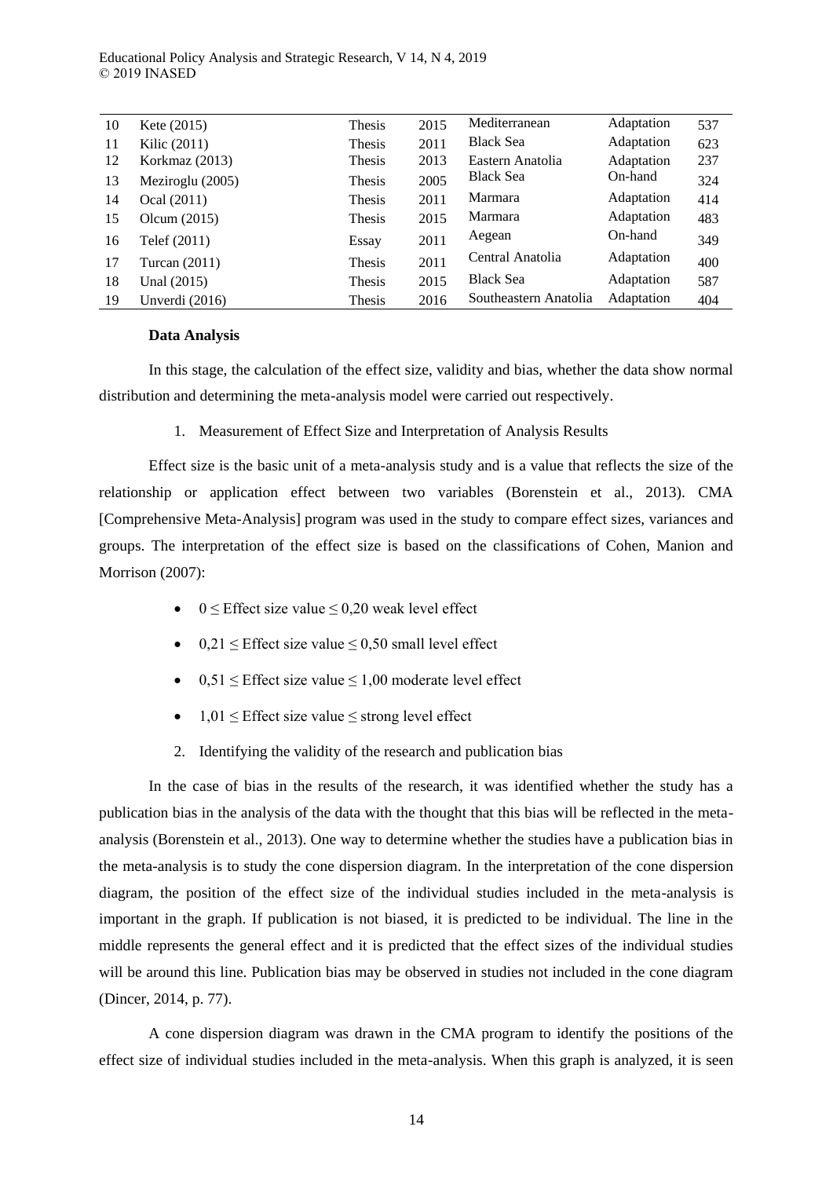| 10 | Kete (2015) | Thesis | 2015 | Mediterranean | Adaptation | 537 |
|---|---|---|---|---|---|---|
| 11 | Kilic (2011) | Thesis | 2011 | Black Sea | Adaptation | 623 |
| 12 | Korkmaz (2013) | Thesis | 2013 | Eastern Anatolia | Adaptation | 237 |
| 13 | Meziroglu (2005) | Thesis | 2005 | Black Sea | On-hand | 324 |
| 14 | Ocal (2011) | Thesis | 2011 | Marmara | Adaptation | 414 |
| 15 | Olcum (2015) | Thesis | 2015 | Marmara | Adaptation | 483 |
| 16 | Telef (2011) | Essay | 2011 | Aegean | On-hand | 349 |
| 17 | Turcan (2011) | Thesis | 2011 | Central Anatolia | Adaptation | 400 |
| 18 | Unal (2015) | Thesis | 2015 | Black Sea | Adaptation | 587 |
| 19 | Unverdi (2016) | Thesis | 2016 | Southeastern Anatolia | Adaptation | 404 |

**Data Analysis**

In this stage, the calculation of the effect size, validity and bias, whether the data show normal distribution and determining the meta-analysis model were carried out respectively.

1. Measurement of Effect Size and Interpretation of Analysis Results

Effect size is the basic unit of a meta-analysis study and is a value that reflects the size of the relationship or application effect between two variables (Borenstein et al., 2013). CMA [Comprehensive Meta-Analysis] program was used in the study to compare effect sizes, variances and groups. The interpretation of the effect size is based on the classifications of Cohen, Manion and Morrison (2007):

- $0 \leq$ Effect size value $\leq 0,20$ weak level effect
- $0,21 \leq$ Effect size value $\leq 0,50$ small level effect
- $0,51 \leq$ Effect size value $\leq 1,00$ moderate level effect
- $1,01 \leq$ Effect size value $\leq$ strong level effect

2. Identifying the validity of the research and publication bias

In the case of bias in the results of the research, it was identified whether the study has a publication bias in the analysis of the data with the thought that this bias will be reflected in the meta-analysis (Borenstein et al., 2013). One way to determine whether the studies have a publication bias in the meta-analysis is to study the cone dispersion diagram. In the interpretation of the cone dispersion diagram, the position of the effect size of the individual studies included in the meta-analysis is important in the graph. If publication is not biased, it is predicted to be individual. The line in the middle represents the general effect and it is predicted that the effect sizes of the individual studies will be around this line. Publication bias may be observed in studies not included in the cone diagram (Dincer, 2014, p. 77).

A cone dispersion diagram was drawn in the CMA program to identify the positions of the effect size of individual studies included in the meta-analysis. When this graph is analyzed, it is seen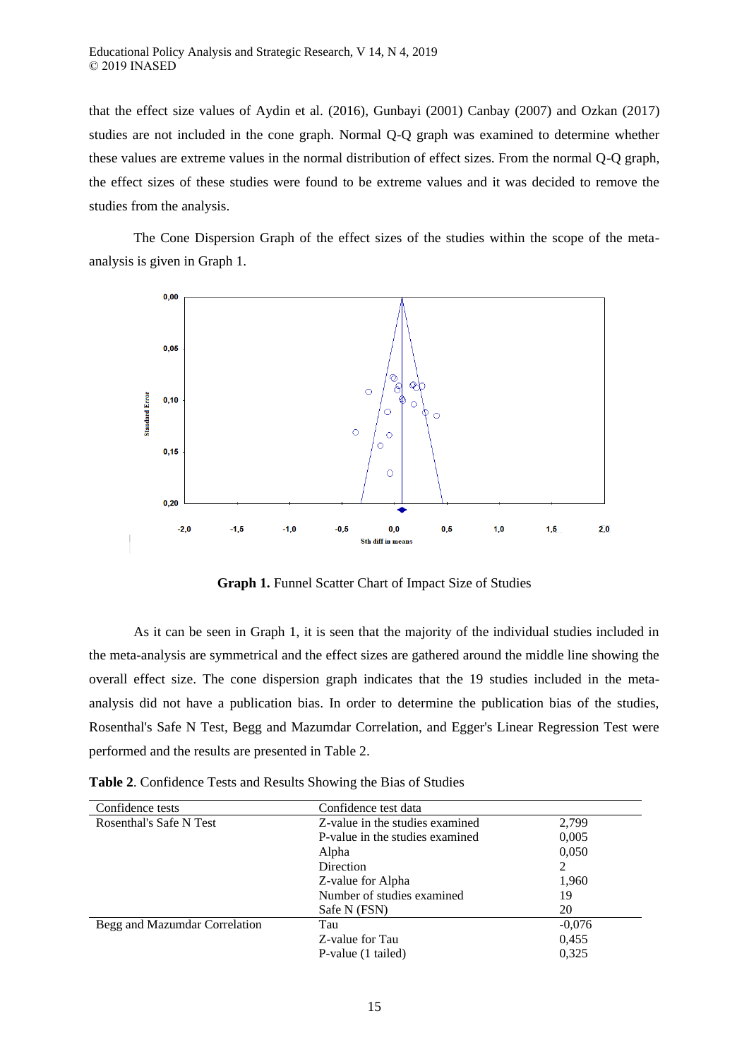that the effect size values of Aydin et al. (2016), Gunbayi (2001) Canbay (2007) and Ozkan (2017) studies are not included in the cone graph. Normal Q-Q graph was examined to determine whether these values are extreme values in the normal distribution of effect sizes. From the normal Q-Q graph, the effect sizes of these studies were found to be extreme values and it was decided to remove the studies from the analysis.

The Cone Dispersion Graph of the effect sizes of the studies within the scope of the meta-analysis is given in Graph 1.

**Graph 1.** Funnel Scatter Chart of Impact Size of Studies

As it can be seen in Graph 1, it is seen that the majority of the individual studies included in the meta-analysis are symmetrical and the effect sizes are gathered around the middle line showing the overall effect size. The cone dispersion graph indicates that the 19 studies included in the meta-analysis did not have a publication bias. In order to determine the publication bias of the studies, Rosenthal's Safe N Test, Begg and Mazumdar Correlation, and Egger's Linear Regression Test were performed and the results are presented in Table 2.

**Table 2**. Confidence Tests and Results Showing the Bias of Studies

| Confidence tests | Confidence test data | |
|---|---|---|
| Rosenthal's Safe N Test | Z-value in the studies examined | 2,799 |
| | P-value in the studies examined | 0,005 |
| | Alpha | 0,050 |
| | Direction | 2 |
| | Z-value for Alpha | 1,960 |
| | Number of studies examined | 19 |
| | Safe N (FSN) | 20 |
| Begg and Mazumdar Correlation | Tau | -0,076 |
| | Z-value for Tau | 0,455 |
| | P-value (1 tailed) | 0,325 |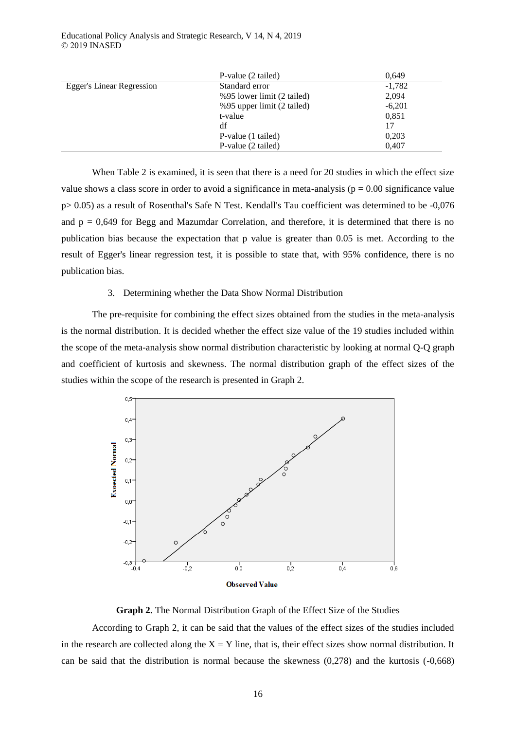|  | P-value (2 tailed) | 0,649 |
| --- | --- | --- |
| Egger's Linear Regression | Standard error | -1,782 |
|  | %95 lower limit (2 tailed) | 2,094 |
|  | %95 upper limit (2 tailed) | -6,201 |
|  | t-value | 0,851 |
|  | df | 17 |
|  | P-value (1 tailed) | 0,203 |
|  | P-value (2 tailed) | 0,407 |

When Table 2 is examined, it is seen that there is a need for 20 studies in which the effect size value shows a class score in order to avoid a significance in meta-analysis ($p = 0.00$ significance value $p > 0.05$) as a result of Rosenthal's Safe N Test. Kendall's Tau coefficient was determined to be -0,076 and $p = 0,649$ for Begg and Mazumdar Correlation, and therefore, it is determined that there is no publication bias because the expectation that p value is greater than 0.05 is met. According to the result of Egger's linear regression test, it is possible to state that, with 95% confidence, there is no publication bias.

3. Determining whether the Data Show Normal Distribution

The pre-requisite for combining the effect sizes obtained from the studies in the meta-analysis is the normal distribution. It is decided whether the effect size value of the 19 studies included within the scope of the meta-analysis show normal distribution characteristic by looking at normal Q-Q graph and coefficient of kurtosis and skewness. The normal distribution graph of the effect sizes of the studies within the scope of the research is presented in Graph 2.

**Graph 2.** The Normal Distribution Graph of the Effect Size of the Studies

According to Graph 2, it can be said that the values of the effect sizes of the studies included in the research are collected along the $X = Y$ line, that is, their effect sizes show normal distribution. It can be said that the distribution is normal because the skewness (0,278) and the kurtosis (-0,668)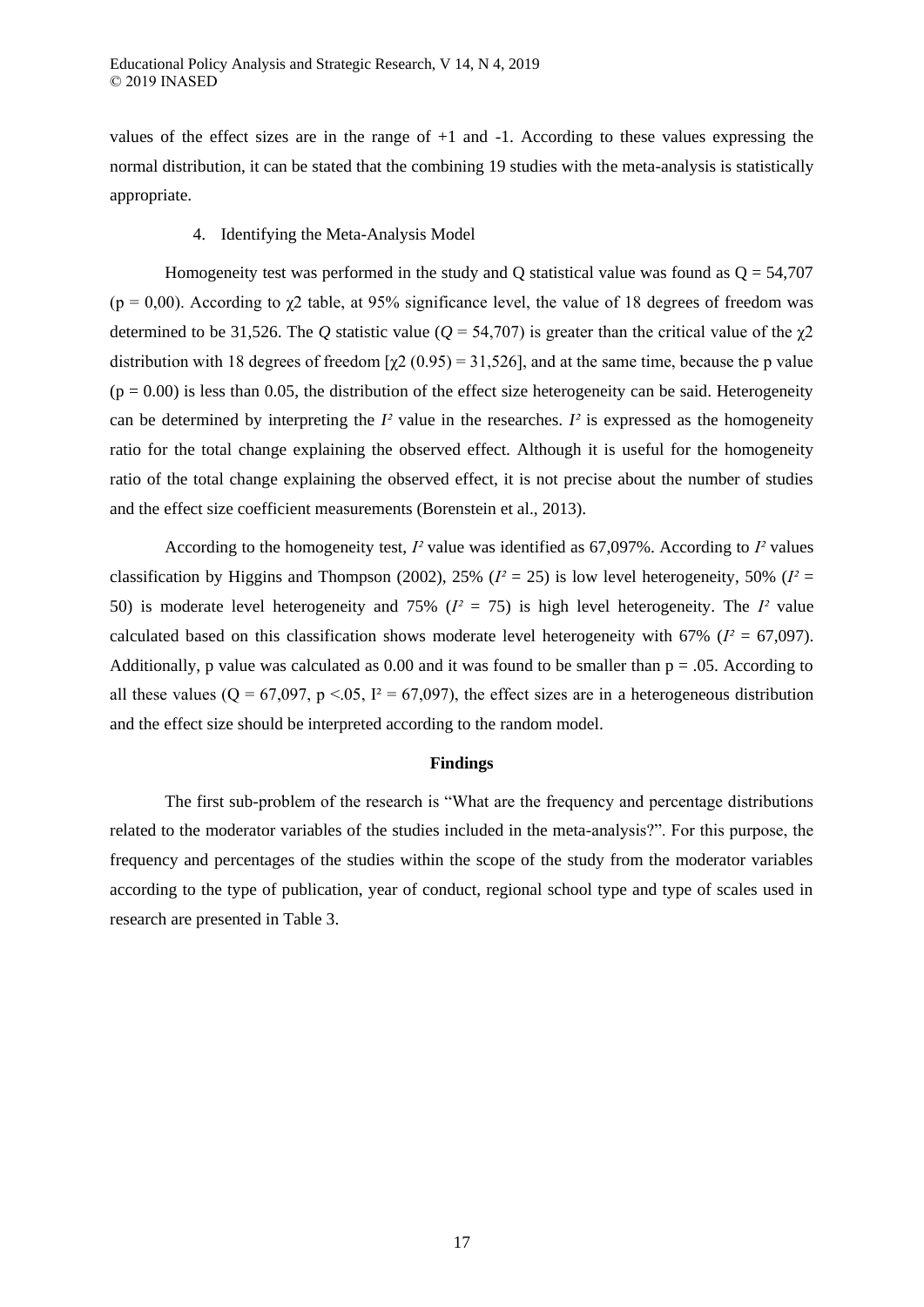values of the effect sizes are in the range of +1 and -1. According to these values expressing the normal distribution, it can be stated that the combining 19 studies with the meta-analysis is statistically appropriate.

4. Identifying the Meta-Analysis Model

Homogeneity test was performed in the study and Q statistical value was found as Q = 54,707 (p = 0,00). According to $\chi 2$ table, at 95% significance level, the value of 18 degrees of freedom was determined to be 31,526. The *Q* statistic value (*Q* = 54,707) is greater than the critical value of the $\chi 2$ distribution with 18 degrees of freedom [$\chi 2$ (0.95) = 31,526], and at the same time, because the p value (p = 0.00) is less than 0.05, the distribution of the effect size heterogeneity can be said. Heterogeneity can be determined by interpreting the $I^2$ value in the researches. $I^2$ is expressed as the homogeneity ratio for the total change explaining the observed effect. Although it is useful for the homogeneity ratio of the total change explaining the observed effect, it is not precise about the number of studies and the effect size coefficient measurements (Borenstein et al., 2013).

According to the homogeneity test, $I^2$ value was identified as 67,097%. According to $I^2$ values classification by Higgins and Thompson (2002), 25% ($I^2$ = 25) is low level heterogeneity, 50% ($I^2$ = 50) is moderate level heterogeneity and 75% ($I^2$ = 75) is high level heterogeneity. The $I^2$ value calculated based on this classification shows moderate level heterogeneity with 67% ($I^2$ = 67,097). Additionally, p value was calculated as 0.00 and it was found to be smaller than p = .05. According to all these values (Q = 67,097, p <.05, $I^2$ = 67,097), the effect sizes are in a heterogeneous distribution and the effect size should be interpreted according to the random model.

## Findings

The first sub-problem of the research is "What are the frequency and percentage distributions related to the moderator variables of the studies included in the meta-analysis?". For this purpose, the frequency and percentages of the studies within the scope of the study from the moderator variables according to the type of publication, year of conduct, regional school type and type of scales used in research are presented in Table 3.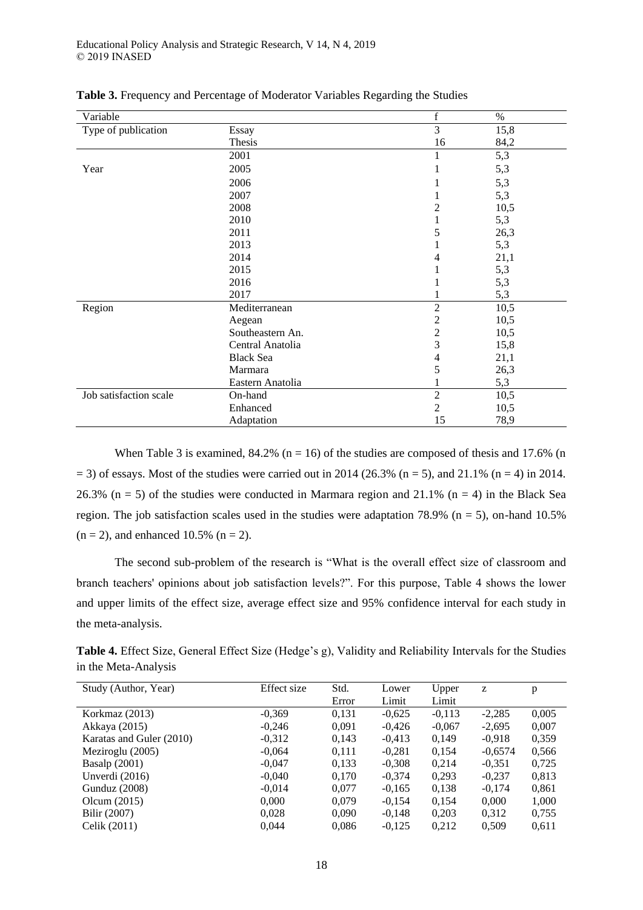**Table 3.** Frequency and Percentage of Moderator Variables Regarding the Studies

| Variable | | f | % |
|---|---|---|---|
| Type of publication | Essay | 3 | 15,8 |
| | Thesis | 16 | 84,2 |
| | 2001 | 1 | 5,3 |
| Year | 2005 | 1 | 5,3 |
| | 2006 | 1 | 5,3 |
| | 2007 | 1 | 5,3 |
| | 2008 | 2 | 10,5 |
| | 2010 | 1 | 5,3 |
| | 2011 | 5 | 26,3 |
| | 2013 | 1 | 5,3 |
| | 2014 | 4 | 21,1 |
| | 2015 | 1 | 5,3 |
| | 2016 | 1 | 5,3 |
| | 2017 | 1 | 5,3 |
| Region | Mediterranean | 2 | 10,5 |
| | Aegean | 2 | 10,5 |
| | Southeastern An. | 2 | 10,5 |
| | Central Anatolia | 3 | 15,8 |
| | Black Sea | 4 | 21,1 |
| | Marmara | 5 | 26,3 |
| | Eastern Anatolia | 1 | 5,3 |
| Job satisfaction scale | On-hand | 2 | 10,5 |
| | Enhanced | 2 | 10,5 |
| | Adaptation | 15 | 78,9 |

When Table 3 is examined, 84.2% ($n = 16$) of the studies are composed of thesis and 17.6% ($n = 3$) of essays. Most of the studies were carried out in 2014 (26.3% ($n = 5$), and 21.1% ($n = 4$) in 2014. 26.3% ($n = 5$) of the studies were conducted in Marmara region and 21.1% ($n = 4$) in the Black Sea region. The job satisfaction scales used in the studies were adaptation 78.9% ($n = 5$), on-hand 10.5% ($n = 2$), and enhanced 10.5% ($n = 2$).

The second sub-problem of the research is "What is the overall effect size of classroom and branch teachers' opinions about job satisfaction levels?". For this purpose, Table 4 shows the lower and upper limits of the effect size, average effect size and 95% confidence interval for each study in the meta-analysis.

**Table 4.** Effect Size, General Effect Size (Hedge's g), Validity and Reliability Intervals for the Studies in the Meta-Analysis

| Study (Author, Year) | Effect size | Std. Error | Lower Limit | Upper Limit | z | p |
|---|---|---|---|---|---|---|
| Korkmaz (2013) | -0,369 | 0,131 | -0,625 | -0,113 | -2,285 | 0,005 |
| Akkaya (2015) | -0,246 | 0,091 | -0,426 | -0,067 | -2,695 | 0,007 |
| Karatas and Guler (2010) | -0,312 | 0,143 | -0,413 | 0,149 | -0,918 | 0,359 |
| Meziroglu (2005) | -0,064 | 0,111 | -0,281 | 0,154 | -0,6574 | 0,566 |
| Basalp (2001) | -0,047 | 0,133 | -0,308 | 0,214 | -0,351 | 0,725 |
| Unverdi (2016) | -0,040 | 0,170 | -0,374 | 0,293 | -0,237 | 0,813 |
| Gunduz (2008) | -0,014 | 0,077 | -0,165 | 0,138 | -0,174 | 0,861 |
| Olcum (2015) | 0,000 | 0,079 | -0,154 | 0,154 | 0,000 | 1,000 |
| Bilir (2007) | 0,028 | 0,090 | -0,148 | 0,203 | 0,312 | 0,755 |
| Celik (2011) | 0,044 | 0,086 | -0,125 | 0,212 | 0,509 | 0,611 |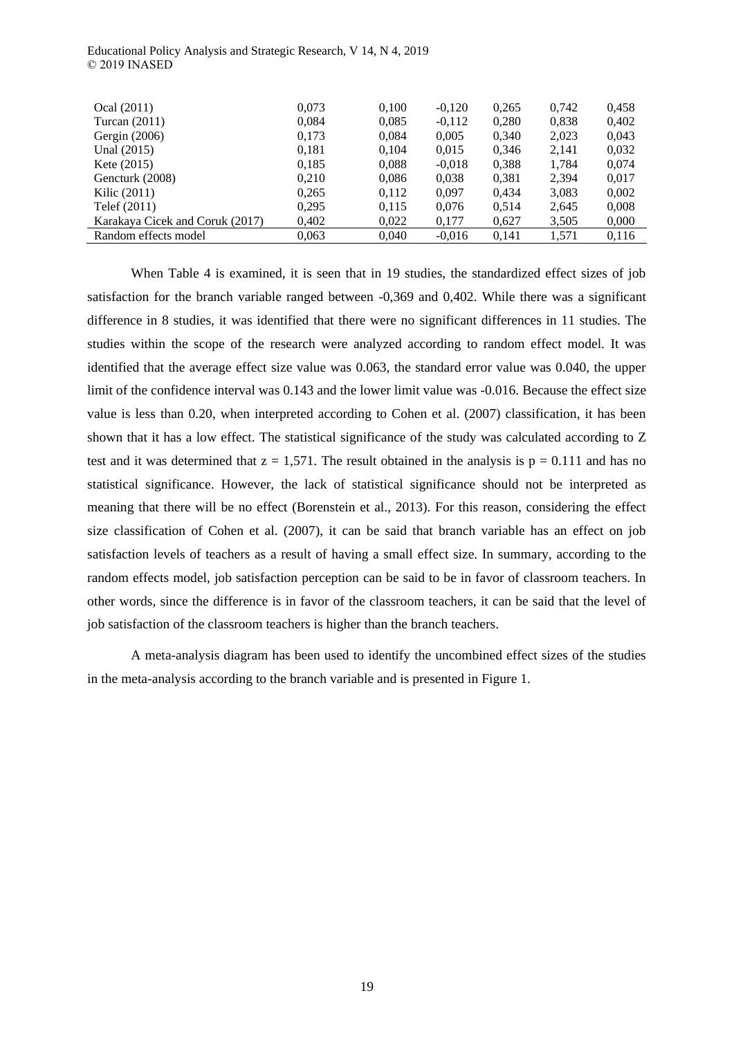| | | | | | | |
|---|---|---|---|---|---|---|
| Ocal (2011) | 0,073 | 0,100 | -0,120 | 0,265 | 0,742 | 0,458 |
| Turcan (2011) | 0,084 | 0,085 | -0,112 | 0,280 | 0,838 | 0,402 |
| Gergin (2006) | 0,173 | 0,084 | 0,005 | 0,340 | 2,023 | 0,043 |
| Unal (2015) | 0,181 | 0,104 | 0,015 | 0,346 | 2,141 | 0,032 |
| Kete (2015) | 0,185 | 0,088 | -0,018 | 0,388 | 1,784 | 0,074 |
| Gencturk (2008) | 0,210 | 0,086 | 0,038 | 0,381 | 2,394 | 0,017 |
| Kilic (2011) | 0,265 | 0,112 | 0,097 | 0,434 | 3,083 | 0,002 |
| Telef (2011) | 0,295 | 0,115 | 0,076 | 0,514 | 2,645 | 0,008 |
| Karakaya Cicek and Coruk (2017) | 0,402 | 0,022 | 0,177 | 0,627 | 3,505 | 0,000 |
| Random effects model | 0,063 | 0,040 | -0,016 | 0,141 | 1,571 | 0,116 |

When Table 4 is examined, it is seen that in 19 studies, the standardized effect sizes of job satisfaction for the branch variable ranged between -0,369 and 0,402. While there was a significant difference in 8 studies, it was identified that there were no significant differences in 11 studies. The studies within the scope of the research were analyzed according to random effect model. It was identified that the average effect size value was 0.063, the standard error value was 0.040, the upper limit of the confidence interval was 0.143 and the lower limit value was -0.016. Because the effect size value is less than 0.20, when interpreted according to Cohen et al. (2007) classification, it has been shown that it has a low effect. The statistical significance of the study was calculated according to Z test and it was determined that $z = 1,571$. The result obtained in the analysis is $p = 0.111$ and has no statistical significance. However, the lack of statistical significance should not be interpreted as meaning that there will be no effect (Borenstein et al., 2013). For this reason, considering the effect size classification of Cohen et al. (2007), it can be said that branch variable has an effect on job satisfaction levels of teachers as a result of having a small effect size. In summary, according to the random effects model, job satisfaction perception can be said to be in favor of classroom teachers. In other words, since the difference is in favor of the classroom teachers, it can be said that the level of job satisfaction of the classroom teachers is higher than the branch teachers.

A meta-analysis diagram has been used to identify the uncombined effect sizes of the studies in the meta-analysis according to the branch variable and is presented in Figure 1.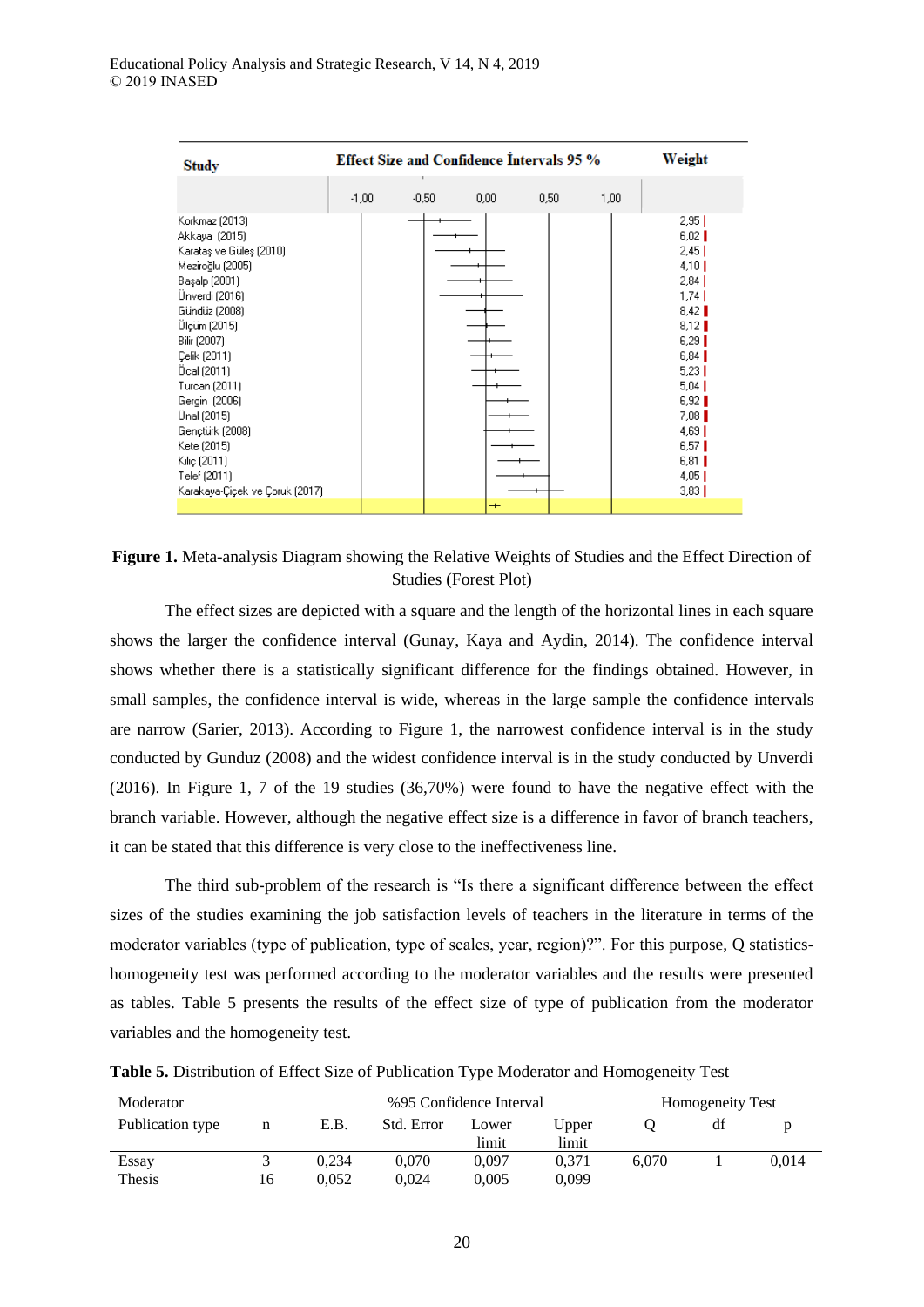| Study | Effect Size and Confidence İntervals 95 % | Weight |
|---|---|---|
| Korkmaz (2013) | | 2,95 |
| Akkaya (2015) | | 6,02 |
| Karataş ve Güleş (2010) | | 2,45 |
| Meziroğlu (2005) | | 4,10 |
| Başalp (2001) | | 2,84 |
| Ünverdi (2016) | | 1,74 |
| Gündüz (2008) | | 8,42 |
| Ölçüm (2015) | | 8,12 |
| Bilir (2007) | | 6,29 |
| Çelik (2011) | | 6,84 |
| Öcal (2011) | | 5,23 |
| Turcan (2011) | | 5,04 |
| Gergin (2006) | | 6,92 |
| Ünal (2015) | | 7,08 |
| Gençtürk (2008) | | 4,69 |
| Kete (2015) | | 6,57 |
| Kılıç (2011) | | 6,81 |
| Telef (2011) | | 4,05 |
| Karakaya-Çiçek ve Çoruk (2017) | | 3,83 |

**Figure 1.** Meta-analysis Diagram showing the Relative Weights of Studies and the Effect Direction of Studies (Forest Plot)

The effect sizes are depicted with a square and the length of the horizontal lines in each square shows the larger the confidence interval (Gunay, Kaya and Aydin, 2014). The confidence interval shows whether there is a statistically significant difference for the findings obtained. However, in small samples, the confidence interval is wide, whereas in the large sample the confidence intervals are narrow (Sarier, 2013). According to Figure 1, the narrowest confidence interval is in the study conducted by Gunduz (2008) and the widest confidence interval is in the study conducted by Unverdi (2016). In Figure 1, 7 of the 19 studies (36,70%) were found to have the negative effect with the branch variable. However, although the negative effect size is a difference in favor of branch teachers, it can be stated that this difference is very close to the ineffectiveness line.

The third sub-problem of the research is "Is there a significant difference between the effect sizes of the studies examining the job satisfaction levels of teachers in the literature in terms of the moderator variables (type of publication, type of scales, year, region)?". For this purpose, Q statistics-homogeneity test was performed according to the moderator variables and the results were presented as tables. Table 5 presents the results of the effect size of type of publication from the moderator variables and the homogeneity test.

**Table 5.** Distribution of Effect Size of Publication Type Moderator and Homogeneity Test

| Moderator | | | %95 Confidence Interval | | | Homogeneity Test | | |
|---|---|---|---|---|---|---|---|---|
| Publication type | n | E.B. | Std. Error | Lower limit | Upper limit | Q | df | p |
| Essay | 3 | 0,234 | 0,070 | 0,097 | 0,371 | 6,070 | 1 | 0,014 |
| Thesis | 16 | 0,052 | 0,024 | 0,005 | 0,099 | | | |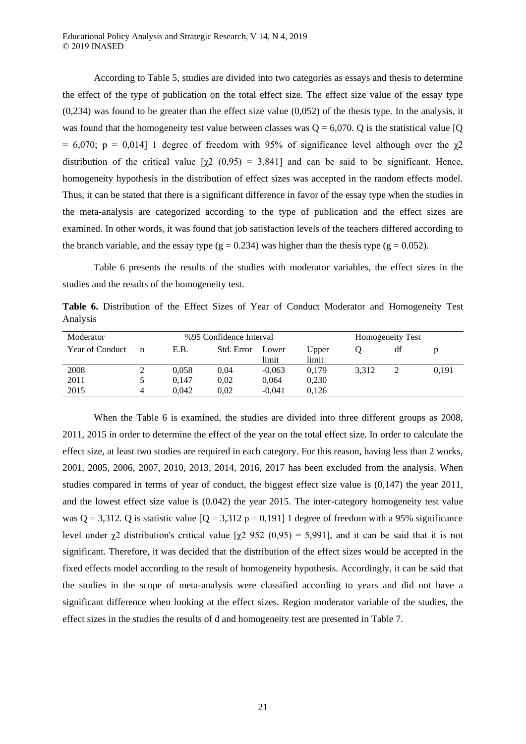According to Table 5, studies are divided into two categories as essays and thesis to determine the effect of the type of publication on the total effect size. The effect size value of the essay type (0,234) was found to be greater than the effect size value (0,052) of the thesis type. In the analysis, it was found that the homogeneity test value between classes was Q = 6,070. Q is the statistical value [Q = 6,070; p = 0,014] 1 degree of freedom with 95% of significance level although over the $\chi 2$ distribution of the critical value [$\chi 2$ (0,95) = 3,841] and can be said to be significant. Hence, homogeneity hypothesis in the distribution of effect sizes was accepted in the random effects model. Thus, it can be stated that there is a significant difference in favor of the essay type when the studies in the meta-analysis are categorized according to the type of publication and the effect sizes are examined. In other words, it was found that job satisfaction levels of the teachers differed according to the branch variable, and the essay type (g = 0.234) was higher than the thesis type (g = 0.052).

Table 6 presents the results of the studies with moderator variables, the effect sizes in the studies and the results of the homogeneity test.

**Table 6.** Distribution of the Effect Sizes of Year of Conduct Moderator and Homogeneity Test Analysis

| Moderator | | %95 Confidence Interval | | | | Homogeneity Test | | |
|---|---|---|---|---|---|---|---|---|
| Year of Conduct | n | E.B. | Std. Error | Lower limit | Upper limit | Q | df | p |
| 2008 | 2 | 0,058 | 0,04 | -0,063 | 0,179 | 3,312 | 2 | 0,191 |
| 2011 | 5 | 0,147 | 0,02 | 0,064 | 0,230 | | | |
| 2015 | 4 | 0,042 | 0,02 | -0,041 | 0,126 | | | |

When the Table 6 is examined, the studies are divided into three different groups as 2008, 2011, 2015 in order to determine the effect of the year on the total effect size. In order to calculate the effect size, at least two studies are required in each category. For this reason, having less than 2 works, 2001, 2005, 2006, 2007, 2010, 2013, 2014, 2016, 2017 has been excluded from the analysis. When studies compared in terms of year of conduct, the biggest effect size value is (0,147) the year 2011, and the lowest effect size value is (0.042) the year 2015. The inter-category homogeneity test value was Q = 3,312. Q is statistic value [Q = 3,312 p = 0,191] 1 degree of freedom with a 95% significance level under $\chi 2$ distribution's critical value [$\chi 2$ 952 (0,95) = 5,991], and it can be said that it is not significant. Therefore, it was decided that the distribution of the effect sizes would be accepted in the fixed effects model according to the result of homogeneity hypothesis. Accordingly, it can be said that the studies in the scope of meta-analysis were classified according to years and did not have a significant difference when looking at the effect sizes. Region moderator variable of the studies, the effect sizes in the studies the results of d and homogeneity test are presented in Table 7.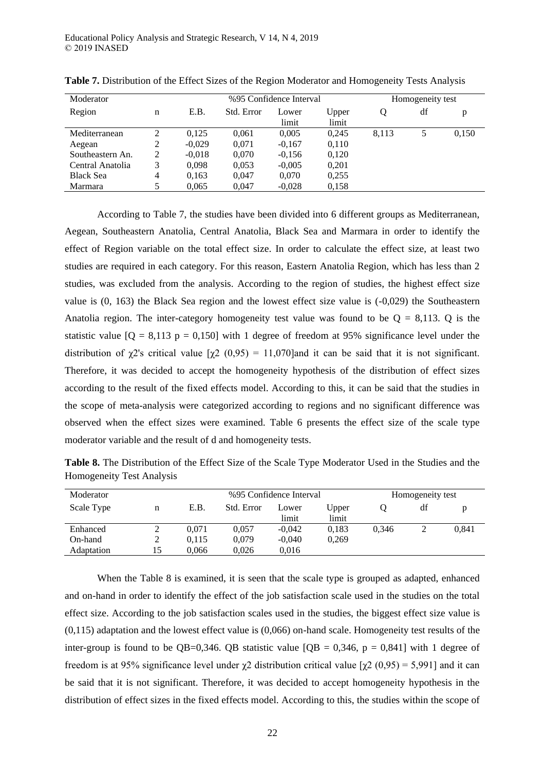**Table 7.** Distribution of the Effect Sizes of the Region Moderator and Homogeneity Tests Analysis

| Moderator | | | | %95 Confidence Interval | | Homogeneity test | | |
|---|---|---|---|---|---|---|---|---|
| Region | n | E.B. | Std. Error | Lower limit | Upper limit | Q | df | p |
| Mediterranean | 2 | 0,125 | 0,061 | 0,005 | 0,245 | 8,113 | 5 | 0,150 |
| Aegean | 2 | -0,029 | 0,071 | -0,167 | 0,110 | | | |
| Southeastern An. | 2 | -0,018 | 0,070 | -0,156 | 0,120 | | | |
| Central Anatolia | 3 | 0,098 | 0,053 | -0,005 | 0,201 | | | |
| Black Sea | 4 | 0,163 | 0,047 | 0,070 | 0,255 | | | |
| Marmara | 5 | 0,065 | 0,047 | -0,028 | 0,158 | | | |

According to Table 7, the studies have been divided into 6 different groups as Mediterranean, Aegean, Southeastern Anatolia, Central Anatolia, Black Sea and Marmara in order to identify the effect of Region variable on the total effect size. In order to calculate the effect size, at least two studies are required in each category. For this reason, Eastern Anatolia Region, which has less than 2 studies, was excluded from the analysis. According to the region of studies, the highest effect size value is (0, 163) the Black Sea region and the lowest effect size value is (-0,029) the Southeastern Anatolia region. The inter-category homogeneity test value was found to be Q = 8,113. Q is the statistic value [Q = 8,113 p = 0,150] with 1 degree of freedom at 95% significance level under the distribution of $\chi2$'s critical value [$\chi2$ (0,95) = 11,070]and it can be said that it is not significant. Therefore, it was decided to accept the homogeneity hypothesis of the distribution of effect sizes according to the result of the fixed effects model. According to this, it can be said that the studies in the scope of meta-analysis were categorized according to regions and no significant difference was observed when the effect sizes were examined. Table 6 presents the effect size of the scale type moderator variable and the result of d and homogeneity tests.

**Table 8.** The Distribution of the Effect Size of the Scale Type Moderator Used in the Studies and the Homogeneity Test Analysis

| Moderator | | | | %95 Confidence Interval | | Homogeneity test | | |
|---|---|---|---|---|---|---|---|---|
| Scale Type | n | E.B. | Std. Error | Lower limit | Upper limit | Q | df | p |
| Enhanced | 2 | 0,071 | 0,057 | -0,042 | 0,183 | 0,346 | 2 | 0,841 |
| On-hand | 2 | 0,115 | 0,079 | -0,040 | 0,269 | | | |
| Adaptation | 15 | 0,066 | 0,026 | 0,016 | | | | |

When the Table 8 is examined, it is seen that the scale type is grouped as adapted, enhanced and on-hand in order to identify the effect of the job satisfaction scale used in the studies on the total effect size. According to the job satisfaction scales used in the studies, the biggest effect size value is (0,115) adaptation and the lowest effect value is (0,066) on-hand scale. Homogeneity test results of the inter-group is found to be QB=0,346. QB statistic value [QB = 0,346, p = 0,841] with 1 degree of freedom is at 95% significance level under $\chi2$ distribution critical value [$\chi2$ (0,95) = 5,991] and it can be said that it is not significant. Therefore, it was decided to accept homogeneity hypothesis in the distribution of effect sizes in the fixed effects model. According to this, the studies within the scope of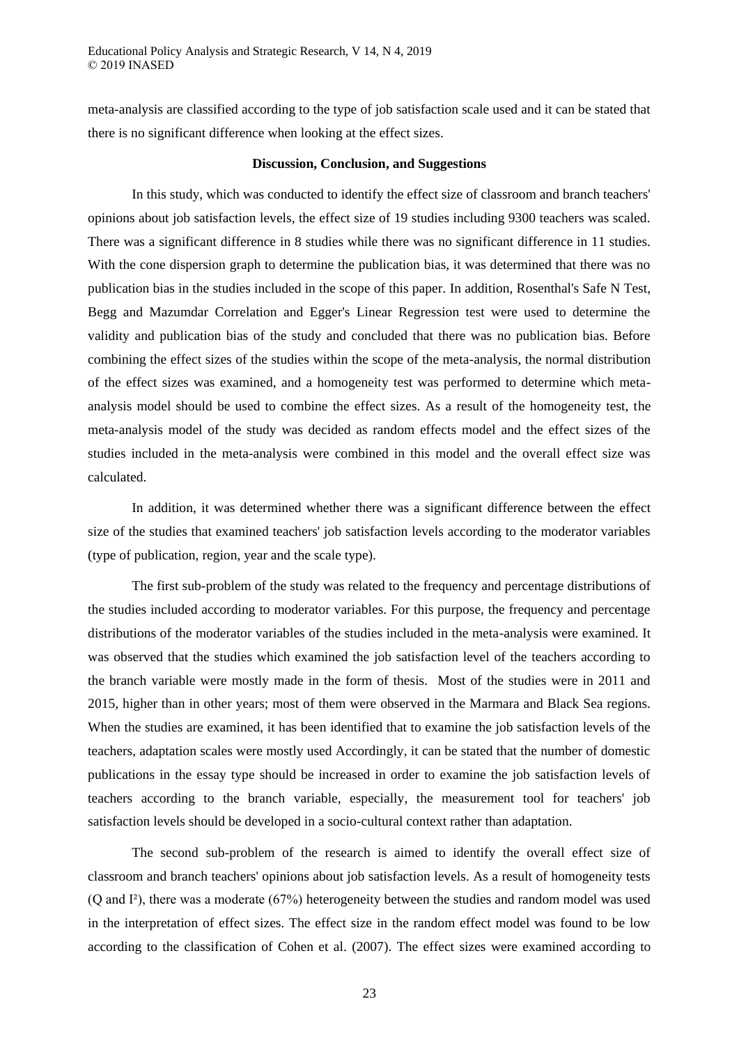meta-analysis are classified according to the type of job satisfaction scale used and it can be stated that there is no significant difference when looking at the effect sizes.

## Discussion, Conclusion, and Suggestions

In this study, which was conducted to identify the effect size of classroom and branch teachers' opinions about job satisfaction levels, the effect size of 19 studies including 9300 teachers was scaled. There was a significant difference in 8 studies while there was no significant difference in 11 studies. With the cone dispersion graph to determine the publication bias, it was determined that there was no publication bias in the studies included in the scope of this paper. In addition, Rosenthal's Safe N Test, Begg and Mazumdar Correlation and Egger's Linear Regression test were used to determine the validity and publication bias of the study and concluded that there was no publication bias. Before combining the effect sizes of the studies within the scope of the meta-analysis, the normal distribution of the effect sizes was examined, and a homogeneity test was performed to determine which meta-analysis model should be used to combine the effect sizes. As a result of the homogeneity test, the meta-analysis model of the study was decided as random effects model and the effect sizes of the studies included in the meta-analysis were combined in this model and the overall effect size was calculated.

In addition, it was determined whether there was a significant difference between the effect size of the studies that examined teachers' job satisfaction levels according to the moderator variables (type of publication, region, year and the scale type).

The first sub-problem of the study was related to the frequency and percentage distributions of the studies included according to moderator variables. For this purpose, the frequency and percentage distributions of the moderator variables of the studies included in the meta-analysis were examined. It was observed that the studies which examined the job satisfaction level of the teachers according to the branch variable were mostly made in the form of thesis. Most of the studies were in 2011 and 2015, higher than in other years; most of them were observed in the Marmara and Black Sea regions. When the studies are examined, it has been identified that to examine the job satisfaction levels of the teachers, adaptation scales were mostly used Accordingly, it can be stated that the number of domestic publications in the essay type should be increased in order to examine the job satisfaction levels of teachers according to the branch variable, especially, the measurement tool for teachers' job satisfaction levels should be developed in a socio-cultural context rather than adaptation.

The second sub-problem of the research is aimed to identify the overall effect size of classroom and branch teachers' opinions about job satisfaction levels. As a result of homogeneity tests (Q and $I^2$), there was a moderate (67%) heterogeneity between the studies and random model was used in the interpretation of effect sizes. The effect size in the random effect model was found to be low according to the classification of Cohen et al. (2007). The effect sizes were examined according to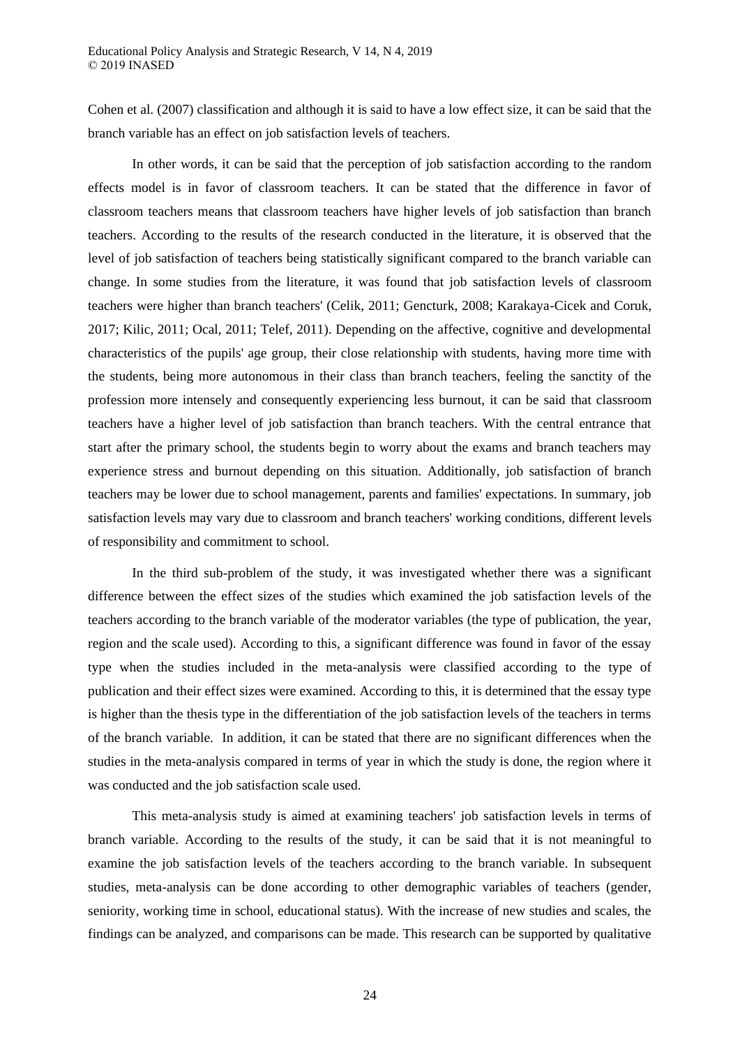Cohen et al. (2007) classification and although it is said to have a low effect size, it can be said that the branch variable has an effect on job satisfaction levels of teachers.

In other words, it can be said that the perception of job satisfaction according to the random effects model is in favor of classroom teachers. It can be stated that the difference in favor of classroom teachers means that classroom teachers have higher levels of job satisfaction than branch teachers. According to the results of the research conducted in the literature, it is observed that the level of job satisfaction of teachers being statistically significant compared to the branch variable can change. In some studies from the literature, it was found that job satisfaction levels of classroom teachers were higher than branch teachers' (Celik, 2011; Gencturk, 2008; Karakaya-Cicek and Coruk, 2017; Kilic, 2011; Ocal, 2011; Telef, 2011). Depending on the affective, cognitive and developmental characteristics of the pupils' age group, their close relationship with students, having more time with the students, being more autonomous in their class than branch teachers, feeling the sanctity of the profession more intensely and consequently experiencing less burnout, it can be said that classroom teachers have a higher level of job satisfaction than branch teachers. With the central entrance that start after the primary school, the students begin to worry about the exams and branch teachers may experience stress and burnout depending on this situation. Additionally, job satisfaction of branch teachers may be lower due to school management, parents and families' expectations. In summary, job satisfaction levels may vary due to classroom and branch teachers' working conditions, different levels of responsibility and commitment to school.

In the third sub-problem of the study, it was investigated whether there was a significant difference between the effect sizes of the studies which examined the job satisfaction levels of the teachers according to the branch variable of the moderator variables (the type of publication, the year, region and the scale used). According to this, a significant difference was found in favor of the essay type when the studies included in the meta-analysis were classified according to the type of publication and their effect sizes were examined. According to this, it is determined that the essay type is higher than the thesis type in the differentiation of the job satisfaction levels of the teachers in terms of the branch variable. In addition, it can be stated that there are no significant differences when the studies in the meta-analysis compared in terms of year in which the study is done, the region where it was conducted and the job satisfaction scale used.

This meta-analysis study is aimed at examining teachers' job satisfaction levels in terms of branch variable. According to the results of the study, it can be said that it is not meaningful to examine the job satisfaction levels of the teachers according to the branch variable. In subsequent studies, meta-analysis can be done according to other demographic variables of teachers (gender, seniority, working time in school, educational status). With the increase of new studies and scales, the findings can be analyzed, and comparisons can be made. This research can be supported by qualitative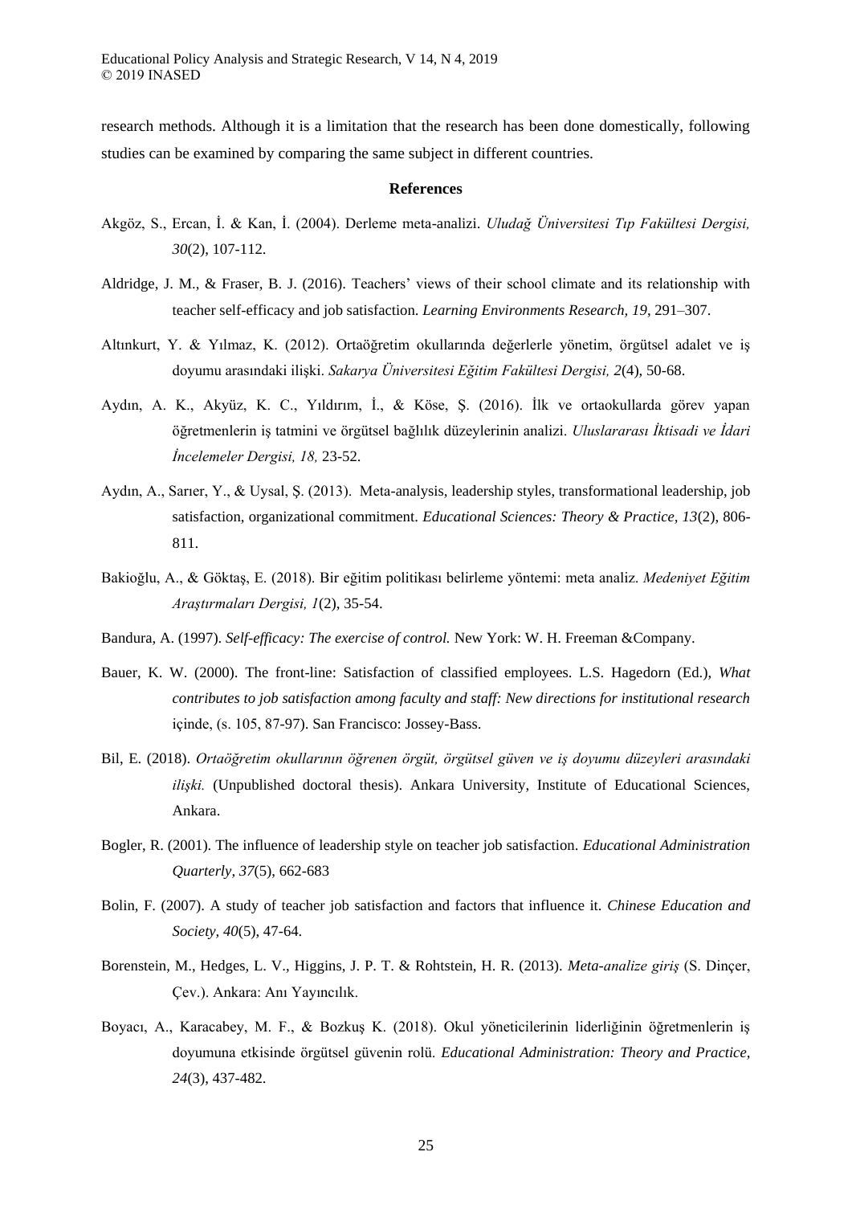research methods. Although it is a limitation that the research has been done domestically, following studies can be examined by comparing the same subject in different countries.

**References**

Akgöz, S., Ercan, İ. & Kan, İ. (2004). Derleme meta-analizi. *Uludağ Üniversitesi Tıp Fakültesi Dergisi, 30*(2), 107-112.

Aldridge, J. M., & Fraser, B. J. (2016). Teachers' views of their school climate and its relationship with teacher self-efficacy and job satisfaction. *Learning Environments Research, 19*, 291–307.

Altınkurt, Y. & Yılmaz, K. (2012). Ortaöğretim okullarında değerlerle yönetim, örgütsel adalet ve iş doyumu arasındaki ilişki. *Sakarya Üniversitesi Eğitim Fakültesi Dergisi, 2*(4), 50-68.

Aydın, A. K., Akyüz, K. C., Yıldırım, İ., & Köse, Ş. (2016). İlk ve ortaokullarda görev yapan öğretmenlerin iş tatmini ve örgütsel bağlılık düzeylerinin analizi. *Uluslararası İktisadi ve İdari İncelemeler Dergisi, 18,* 23-52.

Aydın, A., Sarıer, Y., & Uysal, Ş. (2013). Meta-analysis, leadership styles, transformational leadership, job satisfaction, organizational commitment. *Educational Sciences: Theory & Practice, 13*(2), 806-811.

Bakioğlu, A., & Göktaş, E. (2018). Bir eğitim politikası belirleme yöntemi: meta analiz. *Medeniyet Eğitim Araştırmaları Dergisi, 1*(2), 35-54.

Bandura, A. (1997). *Self-efficacy: The exercise of control.* New York: W. H. Freeman &Company.

Bauer, K. W. (2000). The front-line: Satisfaction of classified employees. L.S. Hagedorn (Ed.), *What contributes to job satisfaction among faculty and staff: New directions for institutional research* içinde, (s. 105, 87-97). San Francisco: Jossey-Bass.

Bil, E. (2018). *Ortaöğretim okullarının öğrenen örgüt, örgütsel güven ve iş doyumu düzeyleri arasındaki ilişki.* (Unpublished doctoral thesis). Ankara University, Institute of Educational Sciences, Ankara.

Bogler, R. (2001). The influence of leadership style on teacher job satisfaction. *Educational Administration Quarterly, 37*(5), 662-683

Bolin, F. (2007). A study of teacher job satisfaction and factors that influence it. *Chinese Education and Society, 40*(5), 47-64.

Borenstein, M., Hedges, L. V., Higgins, J. P. T. & Rohtstein, H. R. (2013). *Meta-analize giriş* (S. Dinçer, Çev.). Ankara: Anı Yayıncılık.

Boyacı, A., Karacabey, M. F., & Bozkuş K. (2018). Okul yöneticilerinin liderliğinin öğretmenlerin iş doyumuna etkisinde örgütsel güvenin rolü. *Educational Administration: Theory and Practice, 24*(3), 437-482.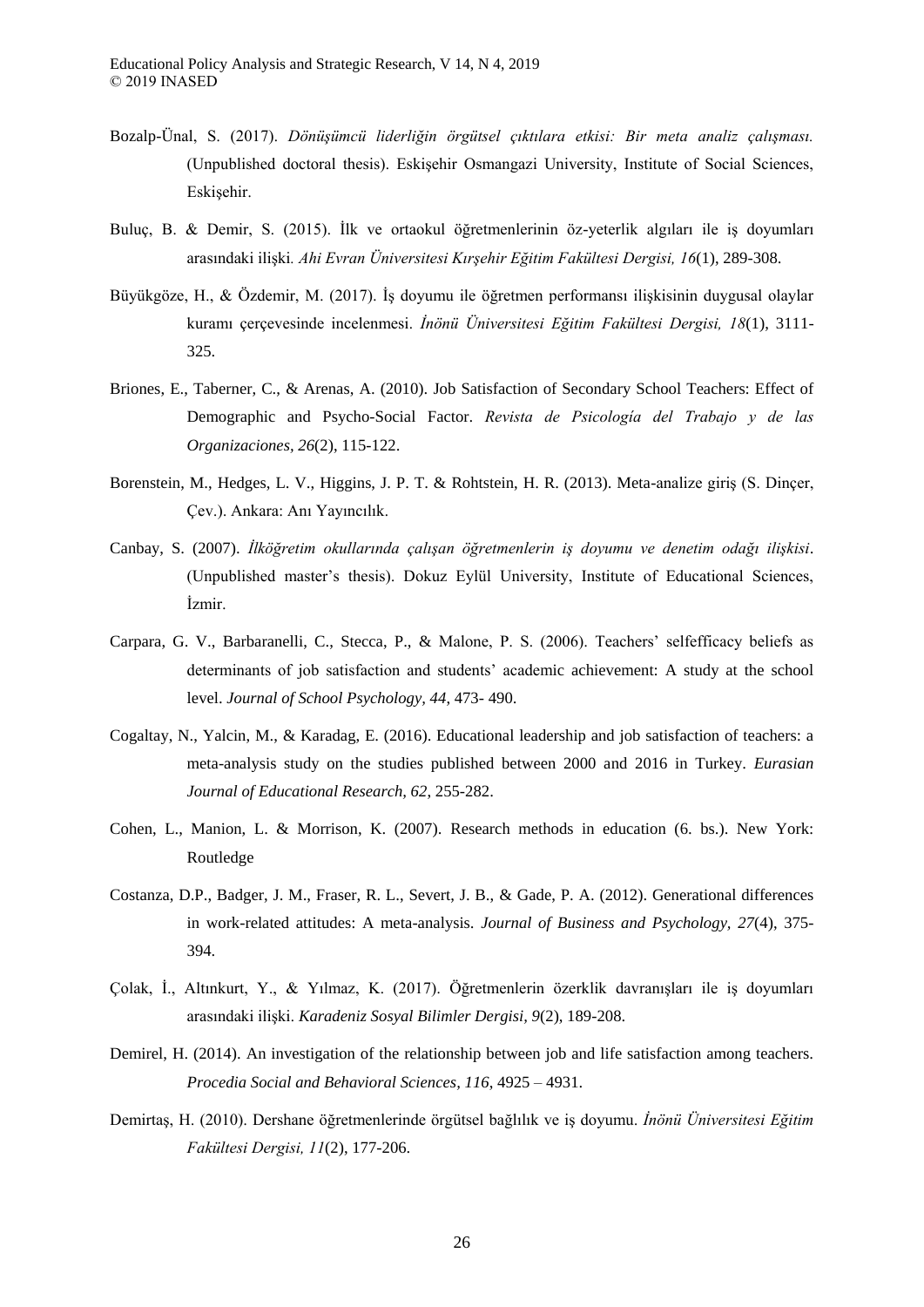Bozalp-Ünal, S. (2017). *Dönüşümcü liderliğin örgütsel çıktılara etkisi: Bir meta analiz çalışması.* (Unpublished doctoral thesis). Eskişehir Osmangazi University, Institute of Social Sciences, Eskişehir.

Buluç, B. & Demir, S. (2015). İlk ve ortaokul öğretmenlerinin öz-yeterlik algıları ile iş doyumları arasındaki ilişki. *Ahi Evran Üniversitesi Kırşehir Eğitim Fakültesi Dergisi, 16*(1), 289-308.

Büyükgöze, H., & Özdemir, M. (2017). İş doyumu ile öğretmen performansı ilişkisinin duygusal olaylar kuramı çerçevesinde incelenmesi. *İnönü Üniversitesi Eğitim Fakültesi Dergisi, 18*(1), 3111-325.

Briones, E., Taberner, C., & Arenas, A. (2010). Job Satisfaction of Secondary School Teachers: Effect of Demographic and Psycho-Social Factor. *Revista de Psicología del Trabajo y de las Organizaciones, 26*(2), 115-122.

Borenstein, M., Hedges, L. V., Higgins, J. P. T. & Rohtstein, H. R. (2013). Meta-analize giriş (S. Dinçer, Çev.). Ankara: Anı Yayıncılık.

Canbay, S. (2007). *İlköğretim okullarında çalışan öğretmenlerin iş doyumu ve denetim odağı ilişkisi*. (Unpublished master's thesis). Dokuz Eylül University, Institute of Educational Sciences, İzmir.

Carpara, G. V., Barbaranelli, C., Stecca, P., & Malone, P. S. (2006). Teachers' selfefficacy beliefs as determinants of job satisfaction and students' academic achievement: A study at the school level. *Journal of School Psychology, 44*, 473- 490.

Cogaltay, N., Yalcin, M., & Karadag, E. (2016). Educational leadership and job satisfaction of teachers: a meta-analysis study on the studies published between 2000 and 2016 in Turkey. *Eurasian Journal of Educational Research, 62*, 255-282.

Cohen, L., Manion, L. & Morrison, K. (2007). Research methods in education (6. bs.). New York: Routledge

Costanza, D.P., Badger, J. M., Fraser, R. L., Severt, J. B., & Gade, P. A. (2012). Generational differences in work-related attitudes: A meta-analysis. *Journal of Business and Psychology, 27*(4), 375-394.

Çolak, İ., Altınkurt, Y., & Yılmaz, K. (2017). Öğretmenlerin özerklik davranışları ile iş doyumları arasındaki ilişki. *Karadeniz Sosyal Bilimler Dergisi, 9*(2), 189-208.

Demirel, H. (2014). An investigation of the relationship between job and life satisfaction among teachers. *Procedia Social and Behavioral Sciences, 116*, 4925 – 4931.

Demirtaş, H. (2010). Dershane öğretmenlerinde örgütsel bağlılık ve iş doyumu. *İnönü Üniversitesi Eğitim Fakültesi Dergisi, 11*(2), 177-206.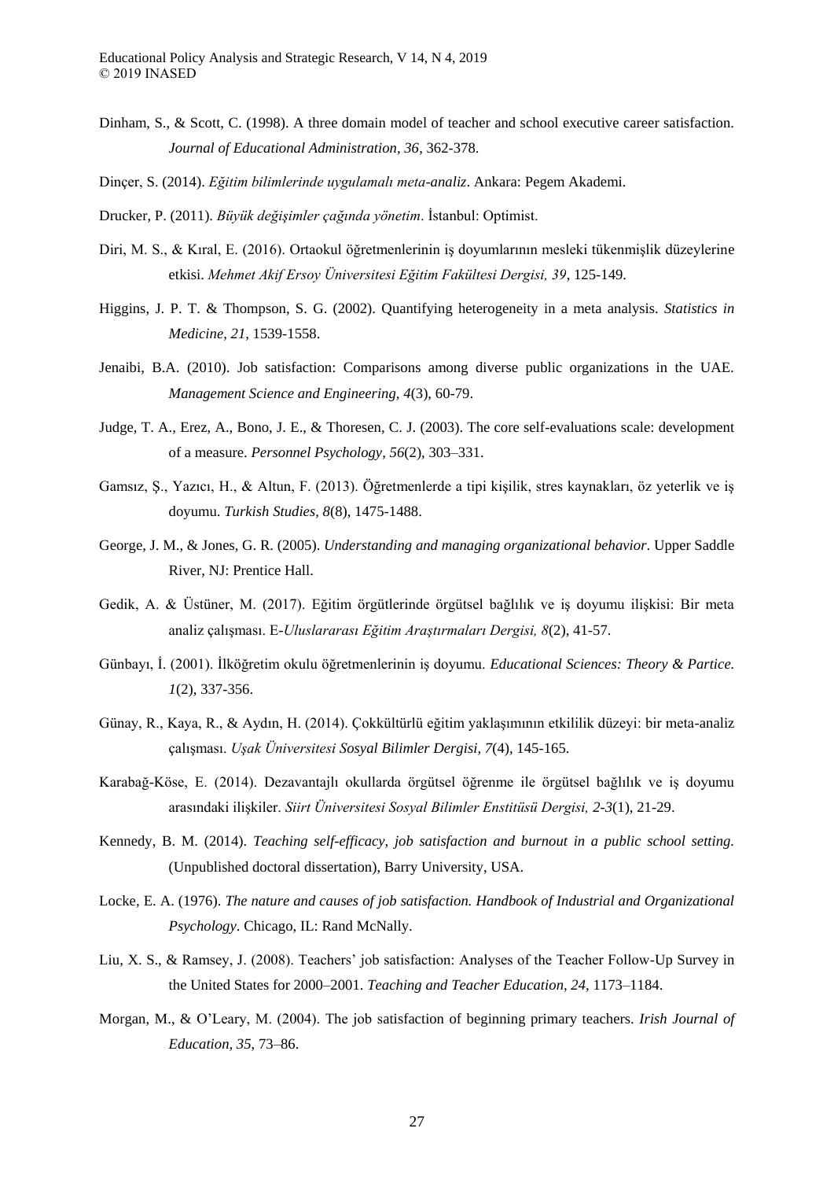Dinham, S., & Scott, C. (1998). A three domain model of teacher and school executive career satisfaction. *Journal of Educational Administration, 36*, 362-378.

Dinçer, S. (2014). *Eğitim bilimlerinde uygulamalı meta-analiz*. Ankara: Pegem Akademi.

Drucker, P. (2011). *Büyük değişimler çağında yönetim*. İstanbul: Optimist.

Diri, M. S., & Kıral, E. (2016). Ortaokul öğretmenlerinin iş doyumlarının mesleki tükenmişlik düzeylerine etkisi. *Mehmet Akif Ersoy Üniversitesi Eğitim Fakültesi Dergisi, 39*, 125-149.

Higgins, J. P. T. & Thompson, S. G. (2002). Quantifying heterogeneity in a meta analysis. *Statistics in Medicine*, *21*, 1539-1558.

Jenaibi, B.A. (2010). Job satisfaction: Comparisons among diverse public organizations in the UAE. *Management Science and Engineering, 4*(3), 60-79.

Judge, T. A., Erez, A., Bono, J. E., & Thoresen, C. J. (2003). The core self-evaluations scale: development of a measure. *Personnel Psychology, 56*(2), 303–331.

Gamsız, Ş., Yazıcı, H., & Altun, F. (2013). Öğretmenlerde a tipi kişilik, stres kaynakları, öz yeterlik ve iş doyumu. *Turkish Studies, 8*(8), 1475-1488.

George, J. M., & Jones, G. R. (2005). *Understanding and managing organizational behavior*. Upper Saddle River, NJ: Prentice Hall.

Gedik, A. & Üstüner, M. (2017). Eğitim örgütlerinde örgütsel bağlılık ve iş doyumu ilişkisi: Bir meta analiz çalışması. E-*Uluslararası Eğitim Araştırmaları Dergisi, 8*(2), 41-57.

Günbayı, İ. (2001). İlköğretim okulu öğretmenlerinin iş doyumu. *Educational Sciences: Theory & Partice. 1*(2), 337-356.

Günay, R., Kaya, R., & Aydın, H. (2014). Çokkültürlü eğitim yaklaşımının etkililik düzeyi: bir meta-analiz çalışması. *Uşak Üniversitesi Sosyal Bilimler Dergisi, 7*(4), 145-165.

Karabağ-Köse, E. (2014). Dezavantajlı okullarda örgütsel öğrenme ile örgütsel bağlılık ve iş doyumu arasındaki ilişkiler. *Siirt Üniversitesi Sosyal Bilimler Enstitüsü Dergisi, 2-3*(1), 21-29.

Kennedy, B. M. (2014). *Teaching self-efficacy, job satisfaction and burnout in a public school setting.* (Unpublished doctoral dissertation), Barry University, USA.

Locke, E. A. (1976). *The nature and causes of job satisfaction. Handbook of Industrial and Organizational Psychology*. Chicago, IL: Rand McNally.

Liu, X. S., & Ramsey, J. (2008). Teachers' job satisfaction: Analyses of the Teacher Follow-Up Survey in the United States for 2000–2001. *Teaching and Teacher Education, 24*, 1173–1184.

Morgan, M., & O'Leary, M. (2004). The job satisfaction of beginning primary teachers. *Irish Journal of Education, 35*, 73–86.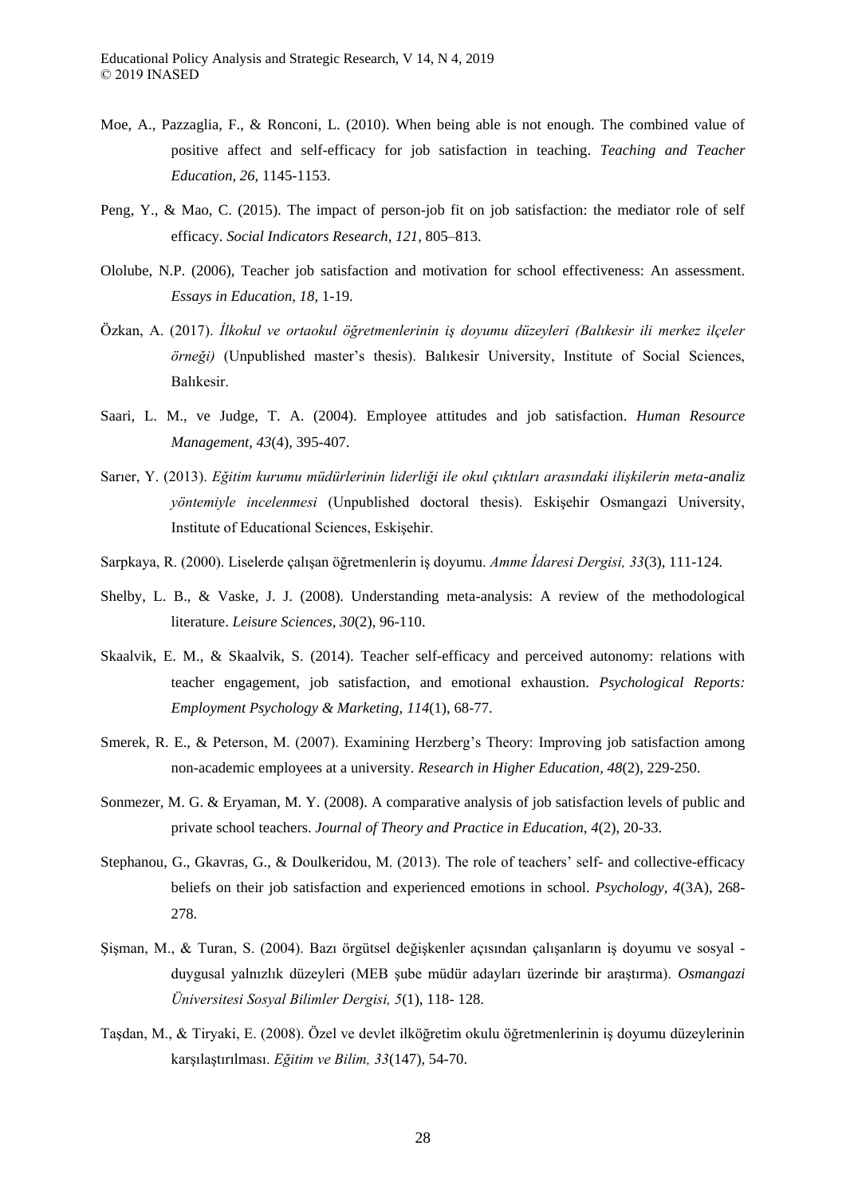Moe, A., Pazzaglia, F., & Ronconi, L. (2010). When being able is not enough. The combined value of positive affect and self-efficacy for job satisfaction in teaching. *Teaching and Teacher Education, 26*, 1145-1153.

Peng, Y., & Mao, C. (2015). The impact of person-job fit on job satisfaction: the mediator role of self efficacy. *Social Indicators Research, 121*, 805–813.

Ololube, N.P. (2006), Teacher job satisfaction and motivation for school effectiveness: An assessment. *Essays in Education, 18*, 1-19.

Özkan, A. (2017). *İlkokul ve ortaokul öğretmenlerinin iş doyumu düzeyleri (Balıkesir ili merkez ilçeler örneği)* (Unpublished master's thesis). Balıkesir University, Institute of Social Sciences, Balıkesir.

Saari, L. M., ve Judge, T. A. (2004). Employee attitudes and job satisfaction. *Human Resource Management, 43*(4), 395-407.

Sarıer, Y. (2013). *Eğitim kurumu müdürlerinin liderliği ile okul çıktıları arasındaki ilişkilerin meta-analiz yöntemiyle incelenmesi* (Unpublished doctoral thesis). Eskişehir Osmangazi University, Institute of Educational Sciences, Eskişehir.

Sarpkaya, R. (2000). Liselerde çalışan öğretmenlerin iş doyumu. *Amme İdaresi Dergisi, 33*(3), 111-124.

Shelby, L. B., & Vaske, J. J. (2008). Understanding meta-analysis: A review of the methodological literature. *Leisure Sciences, 30*(2), 96-110.

Skaalvik, E. M., & Skaalvik, S. (2014). Teacher self-efficacy and perceived autonomy: relations with teacher engagement, job satisfaction, and emotional exhaustion. *Psychological Reports: Employment Psychology & Marketing, 114*(1), 68-77.

Smerek, R. E., & Peterson, M. (2007). Examining Herzberg's Theory: Improving job satisfaction among non-academic employees at a university. *Research in Higher Education, 48*(2), 229-250.

Sonmezer, M. G. & Eryaman, M. Y. (2008). A comparative analysis of job satisfaction levels of public and private school teachers. *Journal of Theory and Practice in Education, 4*(2), 20-33.

Stephanou, G., Gkavras, G., & Doulkeridou, M. (2013). The role of teachers' self- and collective-efficacy beliefs on their job satisfaction and experienced emotions in school. *Psychology, 4*(3A), 268-278.

Şişman, M., & Turan, S. (2004). Bazı örgütsel değişkenler açısından çalışanların iş doyumu ve sosyal - duygusal yalnızlık düzeyleri (MEB şube müdür adayları üzerinde bir araştırma). *Osmangazi Üniversitesi Sosyal Bilimler Dergisi, 5*(1), 118- 128.

Taşdan, M., & Tiryaki, E. (2008). Özel ve devlet ilköğretim okulu öğretmenlerinin iş doyumu düzeylerinin karşılaştırılması. *Eğitim ve Bilim, 33*(147), 54-70.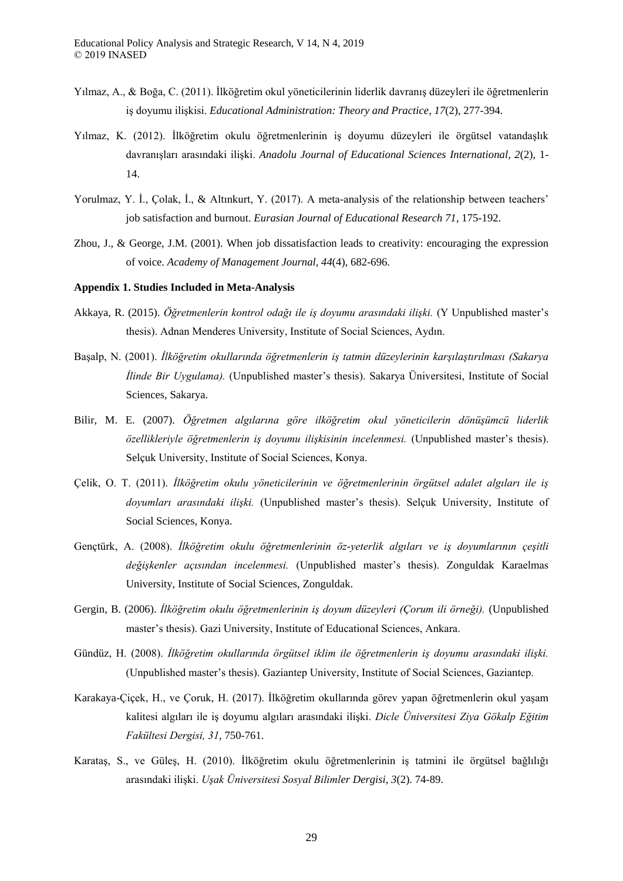Yılmaz, A., & Boğa, C. (2011). İlköğretim okul yöneticilerinin liderlik davranış düzeyleri ile öğretmenlerin iş doyumu ilişkisi. *Educational Administration: Theory and Practice, 17*(2), 277-394.

Yılmaz, K. (2012). İlköğretim okulu öğretmenlerinin iş doyumu düzeyleri ile örgütsel vatandaşlık davranışları arasındaki ilişki. *Anadolu Journal of Educational Sciences International, 2*(2), 1-14.

Yorulmaz, Y. İ., Çolak, İ., & Altınkurt, Y. (2017). A meta-analysis of the relationship between teachers' job satisfaction and burnout. *Eurasian Journal of Educational Research 71*, 175-192.

Zhou, J., & George, J.M. (2001). When job dissatisfaction leads to creativity: encouraging the expression of voice. *Academy of Management Journal, 44*(4), 682-696.

**Appendix 1. Studies Included in Meta-Analysis**

Akkaya, R. (2015). *Öğretmenlerin kontrol odağı ile iş doyumu arasındaki ilişki.* (Y Unpublished master's thesis). Adnan Menderes University, Institute of Social Sciences, Aydın.

Başalp, N. (2001). *İlköğretim okullarında öğretmenlerin iş tatmin düzeylerinin karşılaştırılması (Sakarya İlinde Bir Uygulama).* (Unpublished master's thesis). Sakarya Üniversitesi, Institute of Social Sciences, Sakarya.

Bilir, M. E. (2007). *Öğretmen algılarına göre ilköğretim okul yöneticilerin dönüşümcü liderlik özellikleriyle öğretmenlerin iş doyumu ilişkisinin incelenmesi.* (Unpublished master's thesis). Selçuk University, Institute of Social Sciences, Konya.

Çelik, O. T. (2011). *İlköğretim okulu yöneticilerinin ve öğretmenlerinin örgütsel adalet algıları ile iş doyumları arasındaki ilişki.* (Unpublished master's thesis). Selçuk University, Institute of Social Sciences, Konya.

Gençtürk, A. (2008). *İlköğretim okulu öğretmenlerinin öz-yeterlik algıları ve iş doyumlarının çeşitli değişkenler açısından incelenmesi.* (Unpublished master's thesis). Zonguldak Karaelmas University, Institute of Social Sciences, Zonguldak.

Gergin, B. (2006). *İlköğretim okulu öğretmenlerinin iş doyum düzeyleri (Çorum ili örneği).* (Unpublished master's thesis). Gazi University, Institute of Educational Sciences, Ankara.

Gündüz, H. (2008). *İlköğretim okullarında örgütsel iklim ile öğretmenlerin iş doyumu arasındaki ilişki.* (Unpublished master's thesis). Gaziantep University, Institute of Social Sciences, Gaziantep.

Karakaya-Çiçek, H., ve Çoruk, H. (2017). İlköğretim okullarında görev yapan öğretmenlerin okul yaşam kalitesi algıları ile iş doyumu algıları arasındaki ilişki. *Dicle Üniversitesi Ziya Gökalp Eğitim Fakültesi Dergisi, 31*, 750-761.

Karataş, S., ve Güleş, H. (2010). İlköğretim okulu öğretmenlerinin iş tatmini ile örgütsel bağlılığı arasındaki ilişki. *Uşak Üniversitesi Sosyal Bilimler Dergisi, 3*(2). 74-89.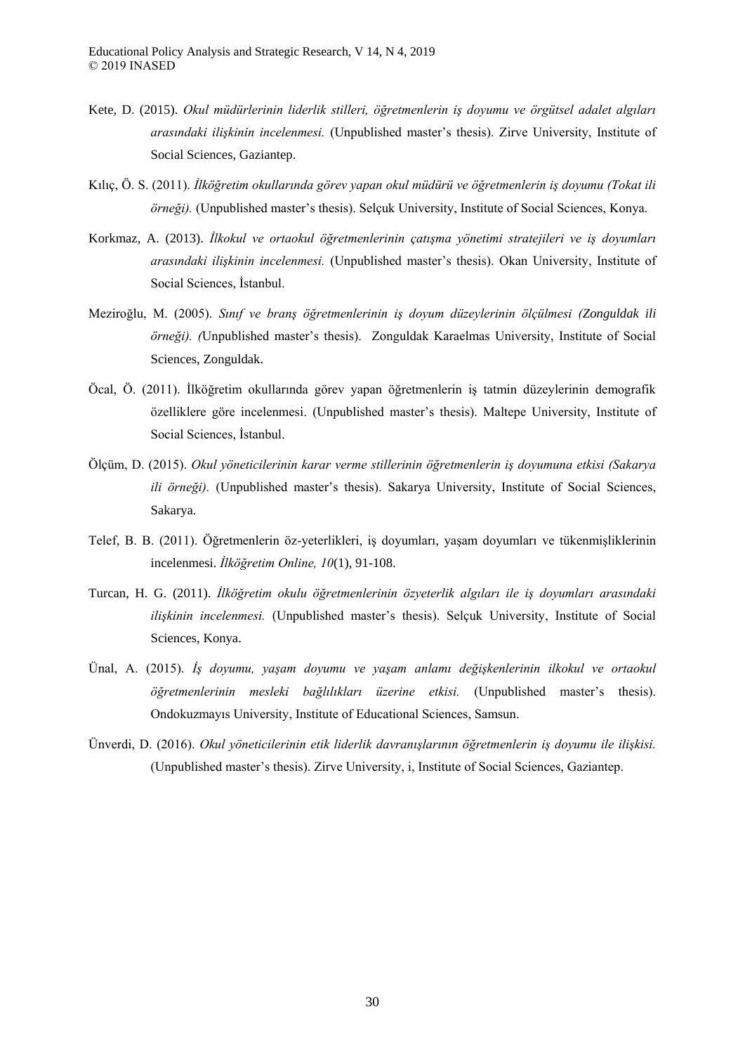Kete, D. (2015). *Okul müdürlerinin liderlik stilleri, öğretmenlerin iş doyumu ve örgütsel adalet algıları arasındaki ilişkinin incelenmesi.* (Unpublished master's thesis). Zirve University, Institute of Social Sciences, Gaziantep.

Kılıç, Ö. S. (2011). *İlköğretim okullarında görev yapan okul müdürü ve öğretmenlerin iş doyumu (Tokat ili örneği).* (Unpublished master's thesis). Selçuk University, Institute of Social Sciences, Konya.

Korkmaz, A. (2013). *İlkokul ve ortaokul öğretmenlerinin çatışma yönetimi stratejileri ve iş doyumları arasındaki ilişkinin incelenmesi.* (Unpublished master's thesis). Okan University, Institute of Social Sciences, İstanbul.

Meziroğlu, M. (2005). *Sınıf ve branş öğretmenlerinin iş doyum düzeylerinin ölçülmesi (Zonguldak ili örneği). (*Unpublished master's thesis). Zonguldak Karaelmas University, Institute of Social Sciences, Zonguldak.

Öcal, Ö. (2011). İlköğretim okullarında görev yapan öğretmenlerin iş tatmin düzeylerinin demografik özelliklere göre incelenmesi. (Unpublished master's thesis). Maltepe University, Institute of Social Sciences, İstanbul.

Ölçüm, D. (2015). *Okul yöneticilerinin karar verme stillerinin öğretmenlerin iş doyumuna etkisi (Sakarya ili örneği).* (Unpublished master's thesis). Sakarya University, Institute of Social Sciences, Sakarya.

Telef, B. B. (2011). Öğretmenlerin öz-yeterlikleri, iş doyumları, yaşam doyumları ve tükenmişliklerinin incelenmesi. *İlköğretim Online, 10*(1), 91-108.

Turcan, H. G. (2011). *İlköğretim okulu öğretmenlerinin özyeterlik algıları ile iş doyumları arasındaki ilişkinin incelenmesi.* (Unpublished master's thesis). Selçuk University, Institute of Social Sciences, Konya.

Ünal, A. (2015). *İş doyumu, yaşam doyumu ve yaşam anlamı değişkenlerinin ilkokul ve ortaokul öğretmenlerinin mesleki bağlılıkları üzerine etkisi.* (Unpublished master's thesis). Ondokuzmayıs University, Institute of Educational Sciences, Samsun.

Ünverdi, D. (2016). *Okul yöneticilerinin etik liderlik davranışlarının öğretmenlerin iş doyumu ile ilişkisi.* (Unpublished master's thesis). Zirve University, i, Institute of Social Sciences, Gaziantep.